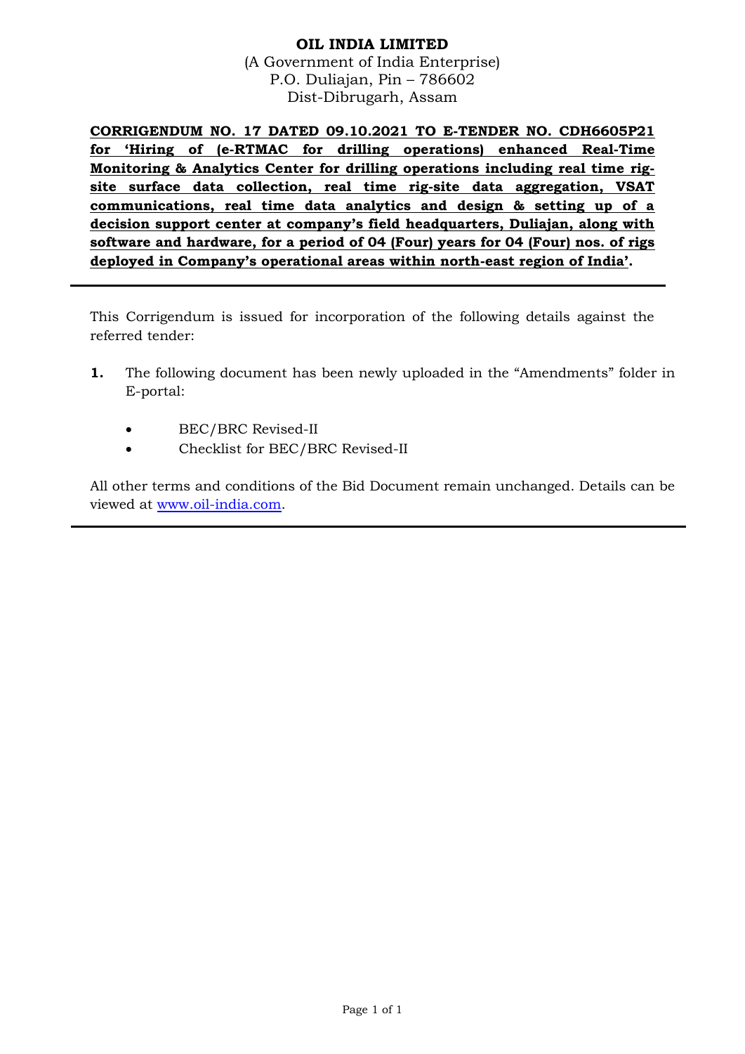**OIL INDIA LIMITED**
(A Government of India Enterprise)
P.O. Duliajan, Pin – 786602
Dist-Dibrugarh, Assam

**CORRIGENDUM NO. 17 DATED 09.10.2021 TO E-TENDER NO. CDH6605P21 for 'Hiring of (e-RTMAC for drilling operations) enhanced Real-Time Monitoring & Analytics Center for drilling operations including real time rig-site surface data collection, real time rig-site data aggregation, VSAT communications, real time data analytics and design & setting up of a decision support center at company's field headquarters, Duliajan, along with software and hardware, for a period of 04 (Four) years for 04 (Four) nos. of rigs deployed in Company's operational areas within north-east region of India'.**

---

This Corrigendum is issued for incorporation of the following details against the referred tender:

**1.** The following document has been newly uploaded in the "Amendments" folder in E-portal:

- BEC/BRC Revised-II
- Checklist for BEC/BRC Revised-II

All other terms and conditions of the Bid Document remain unchanged. Details can be viewed at www.oil-india.com.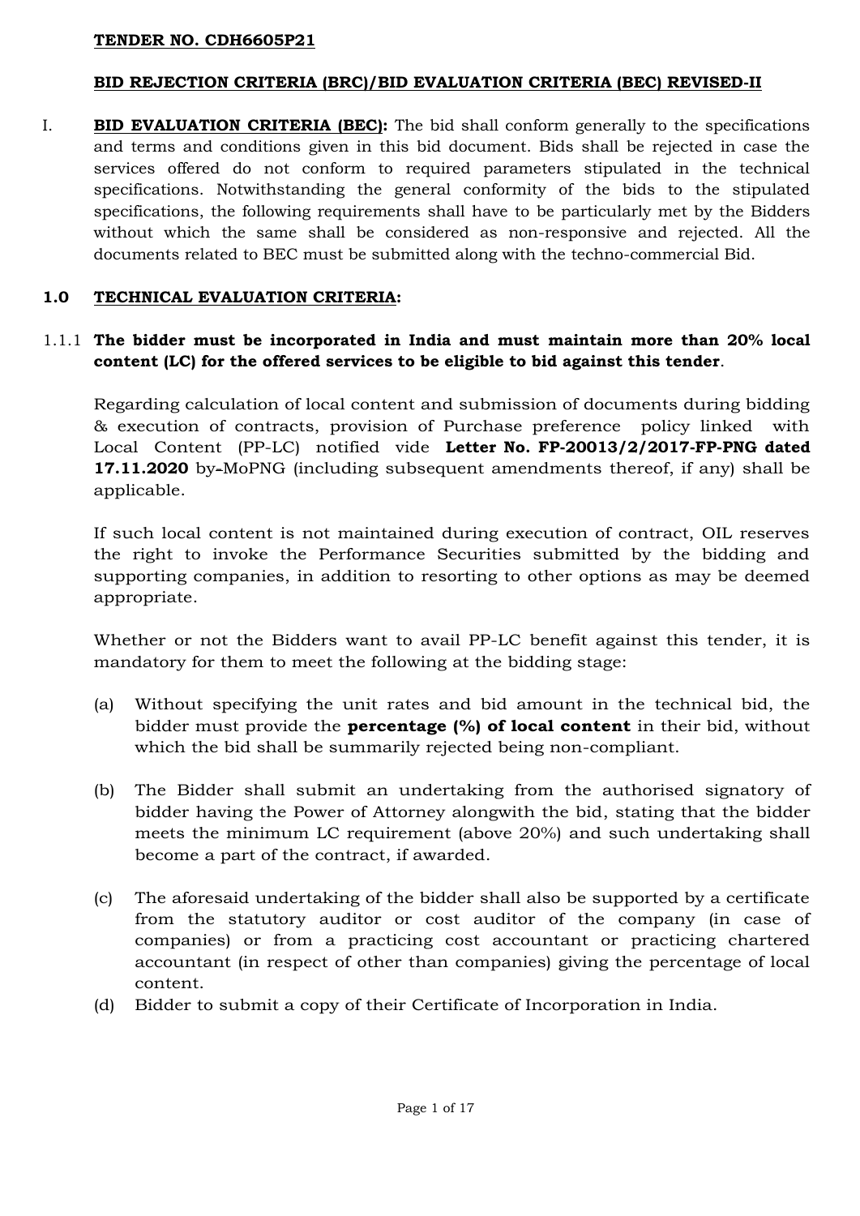**TENDER NO. CDH6605P21**

**BID REJECTION CRITERIA (BRC)/BID EVALUATION CRITERIA (BEC) REVISED-II**

I. **BID EVALUATION CRITERIA (BEC):** The bid shall conform generally to the specifications and terms and conditions given in this bid document. Bids shall be rejected in case the services offered do not conform to required parameters stipulated in the technical specifications. Notwithstanding the general conformity of the bids to the stipulated specifications, the following requirements shall have to be particularly met by the Bidders without which the same shall be considered as non-responsive and rejected. All the documents related to BEC must be submitted along with the techno-commercial Bid.

## 1.0 TECHNICAL EVALUATION CRITERIA:

1.1.1 **The bidder must be incorporated in India and must maintain more than 20% local content (LC) for the offered services to be eligible to bid against this tender**.

Regarding calculation of local content and submission of documents during bidding & execution of contracts, provision of Purchase preference policy linked with Local Content (PP-LC) notified vide **Letter No. FP-20013/2/2017-FP-PNG dated 17.11.2020** by-MoPNG (including subsequent amendments thereof, if any) shall be applicable.

If such local content is not maintained during execution of contract, OIL reserves the right to invoke the Performance Securities submitted by the bidding and supporting companies, in addition to resorting to other options as may be deemed appropriate.

Whether or not the Bidders want to avail PP-LC benefit against this tender, it is mandatory for them to meet the following at the bidding stage:

(a) Without specifying the unit rates and bid amount in the technical bid, the bidder must provide the **percentage (%) of local content** in their bid, without which the bid shall be summarily rejected being non-compliant.

(b) The Bidder shall submit an undertaking from the authorised signatory of bidder having the Power of Attorney alongwith the bid, stating that the bidder meets the minimum LC requirement (above 20%) and such undertaking shall become a part of the contract, if awarded.

(c) The aforesaid undertaking of the bidder shall also be supported by a certificate from the statutory auditor or cost auditor of the company (in case of companies) or from a practicing cost accountant or practicing chartered accountant (in respect of other than companies) giving the percentage of local content.

(d) Bidder to submit a copy of their Certificate of Incorporation in India.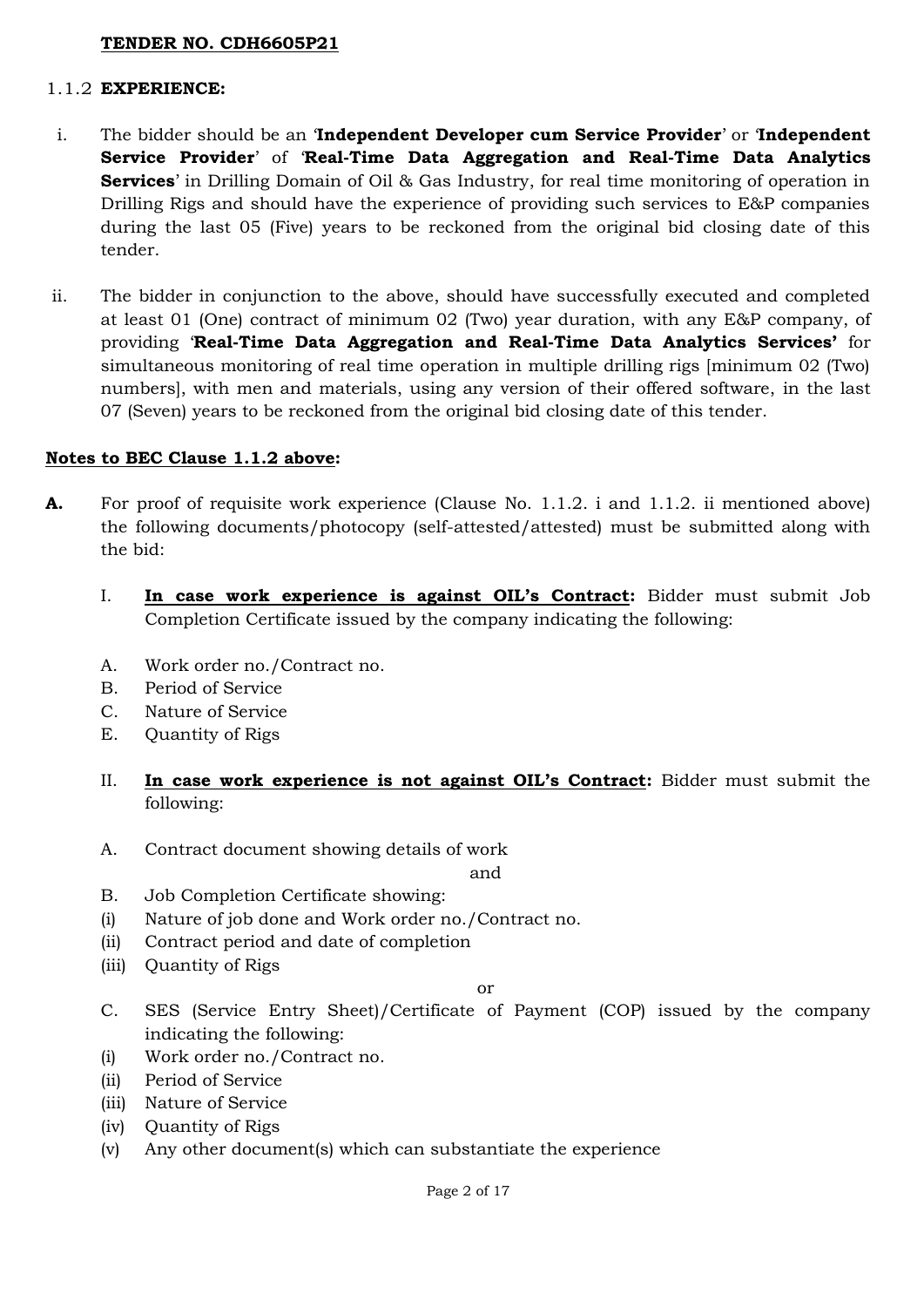**TENDER NO. CDH6605P21**

1.1.2 **EXPERIENCE:**

i. The bidder should be an '**Independent Developer cum Service Provider**' or '**Independent Service Provider**' of '**Real-Time Data Aggregation and Real-Time Data Analytics Services**' in Drilling Domain of Oil & Gas Industry, for real time monitoring of operation in Drilling Rigs and should have the experience of providing such services to E&P companies during the last 05 (Five) years to be reckoned from the original bid closing date of this tender.

ii. The bidder in conjunction to the above, should have successfully executed and completed at least 01 (One) contract of minimum 02 (Two) year duration, with any E&P company, of providing '**Real-Time Data Aggregation and Real-Time Data Analytics Services'** for simultaneous monitoring of real time operation in multiple drilling rigs [minimum 02 (Two) numbers], with men and materials, using any version of their offered software, in the last 07 (Seven) years to be reckoned from the original bid closing date of this tender.

**Notes to BEC Clause 1.1.2 above:**

**A.** For proof of requisite work experience (Clause No. 1.1.2. i and 1.1.2. ii mentioned above) the following documents/photocopy (self-attested/attested) must be submitted along with the bid:

I. **In case work experience is against OIL's Contract:** Bidder must submit Job Completion Certificate issued by the company indicating the following:

A. Work order no./Contract no.
B. Period of Service
C. Nature of Service
E. Quantity of Rigs

II. **In case work experience is not against OIL's Contract:** Bidder must submit the following:

A. Contract document showing details of work

and

B. Job Completion Certificate showing:
(i) Nature of job done and Work order no./Contract no.
(ii) Contract period and date of completion
(iii) Quantity of Rigs

or

C. SES (Service Entry Sheet)/Certificate of Payment (COP) issued by the company indicating the following:
(i) Work order no./Contract no.
(ii) Period of Service
(iii) Nature of Service
(iv) Quantity of Rigs
(v) Any other document(s) which can substantiate the experience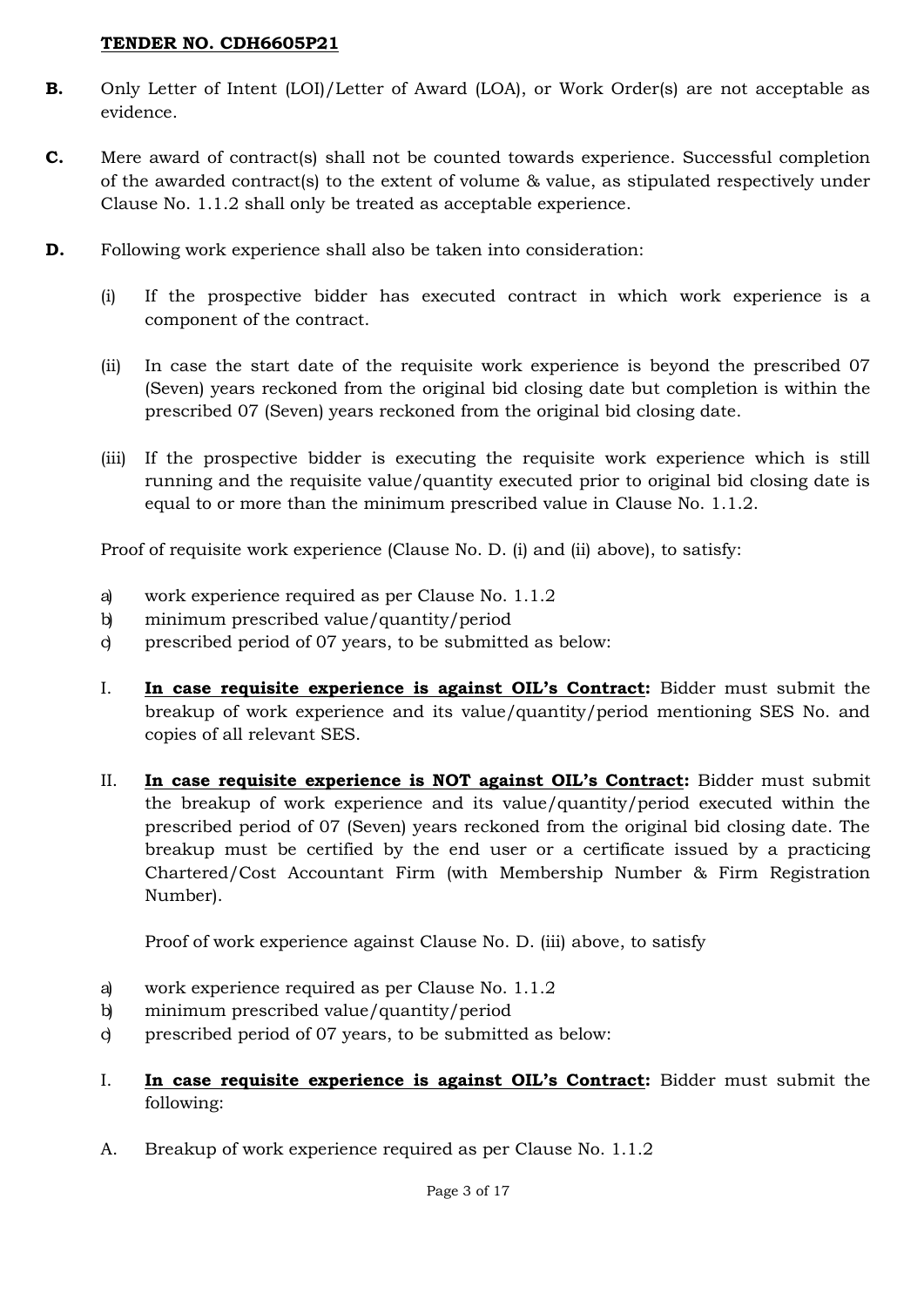**B.** Only Letter of Intent (LOI)/Letter of Award (LOA), or Work Order(s) are not acceptable as evidence.

**C.** Mere award of contract(s) shall not be counted towards experience. Successful completion of the awarded contract(s) to the extent of volume & value, as stipulated respectively under Clause No. 1.1.2 shall only be treated as acceptable experience.

**D.** Following work experience shall also be taken into consideration:

(i) If the prospective bidder has executed contract in which work experience is a component of the contract.

(ii) In case the start date of the requisite work experience is beyond the prescribed 07 (Seven) years reckoned from the original bid closing date but completion is within the prescribed 07 (Seven) years reckoned from the original bid closing date.

(iii) If the prospective bidder is executing the requisite work experience which is still running and the requisite value/quantity executed prior to original bid closing date is equal to or more than the minimum prescribed value in Clause No. 1.1.2.

Proof of requisite work experience (Clause No. D. (i) and (ii) above), to satisfy:

a) work experience required as per Clause No. 1.1.2
b) minimum prescribed value/quantity/period
c) prescribed period of 07 years, to be submitted as below:

I. **In case requisite experience is against OIL's Contract:** Bidder must submit the breakup of work experience and its value/quantity/period mentioning SES No. and copies of all relevant SES.

II. **In case requisite experience is NOT against OIL's Contract:** Bidder must submit the breakup of work experience and its value/quantity/period executed within the prescribed period of 07 (Seven) years reckoned from the original bid closing date. The breakup must be certified by the end user or a certificate issued by a practicing Chartered/Cost Accountant Firm (with Membership Number & Firm Registration Number).

Proof of work experience against Clause No. D. (iii) above, to satisfy

a) work experience required as per Clause No. 1.1.2
b) minimum prescribed value/quantity/period
c) prescribed period of 07 years, to be submitted as below:

I. **In case requisite experience is against OIL's Contract:** Bidder must submit the following:

A. Breakup of work experience required as per Clause No. 1.1.2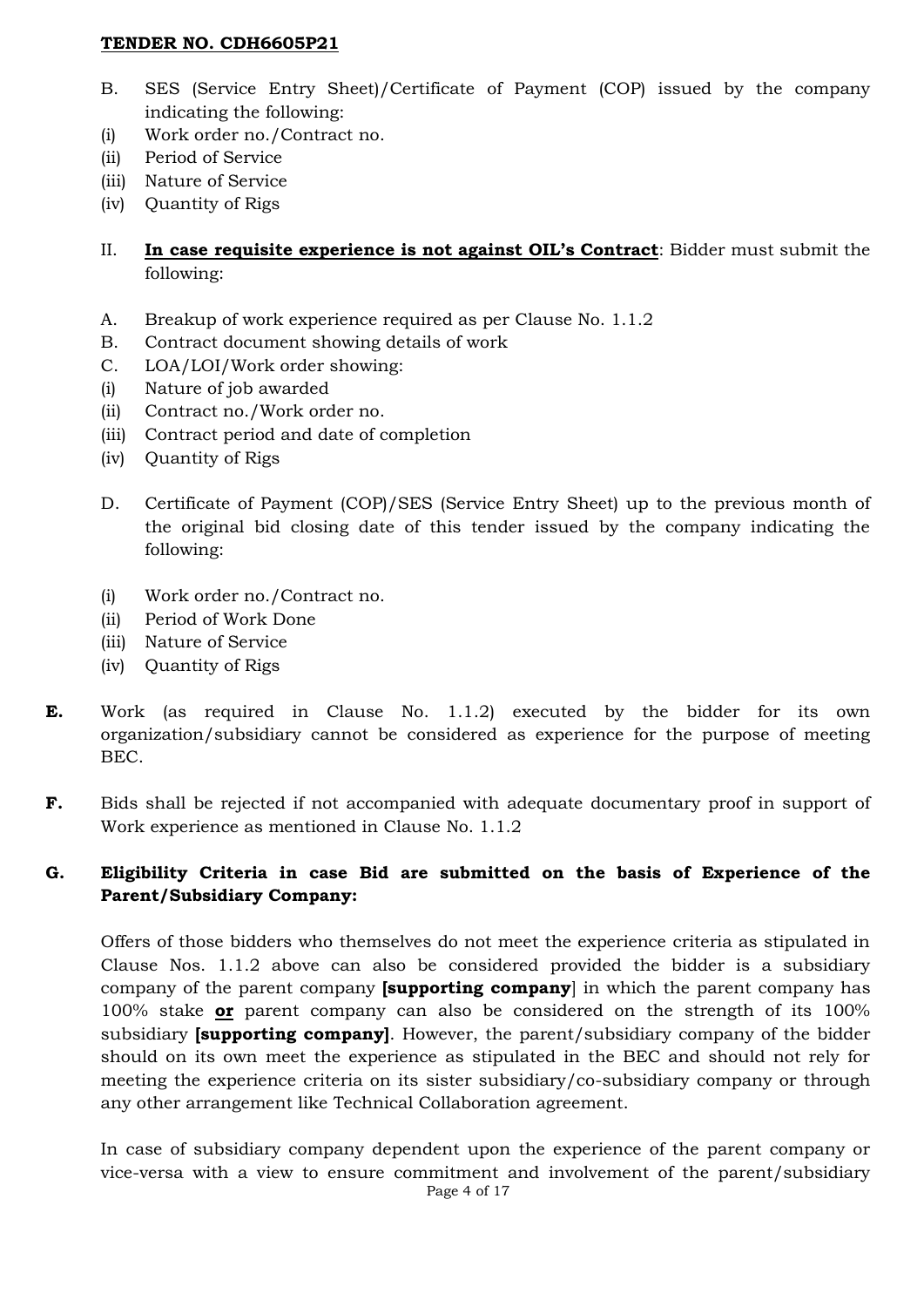B. SES (Service Entry Sheet)/Certificate of Payment (COP) issued by the company indicating the following:

(i) Work order no./Contract no.
(ii) Period of Service
(iii) Nature of Service
(iv) Quantity of Rigs

II. **In case requisite experience is not against OIL's Contract**: Bidder must submit the following:

A. Breakup of work experience required as per Clause No. 1.1.2

B. Contract document showing details of work

C. LOA/LOI/Work order showing:

(i) Nature of job awarded
(ii) Contract no./Work order no.
(iii) Contract period and date of completion
(iv) Quantity of Rigs

D. Certificate of Payment (COP)/SES (Service Entry Sheet) up to the previous month of the original bid closing date of this tender issued by the company indicating the following:

(i) Work order no./Contract no.
(ii) Period of Work Done
(iii) Nature of Service
(iv) Quantity of Rigs

**E.** Work (as required in Clause No. 1.1.2) executed by the bidder for its own organization/subsidiary cannot be considered as experience for the purpose of meeting BEC.

**F.** Bids shall be rejected if not accompanied with adequate documentary proof in support of Work experience as mentioned in Clause No. 1.1.2

**G. Eligibility Criteria in case Bid are submitted on the basis of Experience of the Parent/Subsidiary Company:**

Offers of those bidders who themselves do not meet the experience criteria as stipulated in Clause Nos. 1.1.2 above can also be considered provided the bidder is a subsidiary company of the parent company **[supporting company**] in which the parent company has 100% stake **or** parent company can also be considered on the strength of its 100% subsidiary **[supporting company]**. However, the parent/subsidiary company of the bidder should on its own meet the experience as stipulated in the BEC and should not rely for meeting the experience criteria on its sister subsidiary/co-subsidiary company or through any other arrangement like Technical Collaboration agreement.

In case of subsidiary company dependent upon the experience of the parent company or vice-versa with a view to ensure commitment and involvement of the parent/subsidiary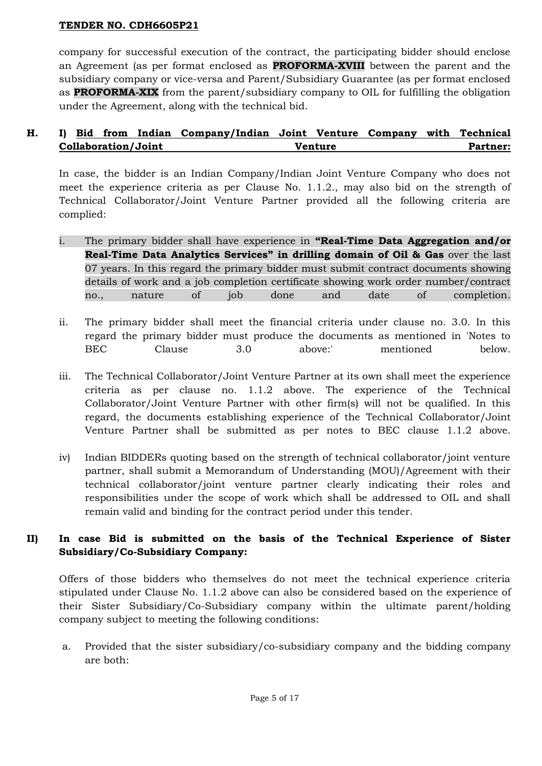company for successful execution of the contract, the participating bidder should enclose an Agreement (as per format enclosed as **PROFORMA-XVIII** between the parent and the subsidiary company or vice-versa and Parent/Subsidiary Guarantee (as per format enclosed as **PROFORMA-XIX** from the parent/subsidiary company to OIL for fulfilling the obligation under the Agreement, along with the technical bid.

**H. I) Bid from Indian Company/Indian Joint Venture Company with Technical Collaboration/Joint Venture Partner:**

In case, the bidder is an Indian Company/Indian Joint Venture Company who does not meet the experience criteria as per Clause No. 1.1.2., may also bid on the strength of Technical Collaborator/Joint Venture Partner provided all the following criteria are complied:

i. The primary bidder shall have experience in **"Real-Time Data Aggregation and/or Real-Time Data Analytics Services" in drilling domain of Oil & Gas** over the last 07 years. In this regard the primary bidder must submit contract documents showing details of work and a job completion certificate showing work order number/contract no., nature of job done and date of completion.

ii. The primary bidder shall meet the financial criteria under clause no. 3.0. In this regard the primary bidder must produce the documents as mentioned in 'Notes to BEC Clause 3.0 above:' mentioned below.

iii. The Technical Collaborator/Joint Venture Partner at its own shall meet the experience criteria as per clause no. 1.1.2 above. The experience of the Technical Collaborator/Joint Venture Partner with other firm(s) will not be qualified. In this regard, the documents establishing experience of the Technical Collaborator/Joint Venture Partner shall be submitted as per notes to BEC clause 1.1.2 above.

iv) Indian BIDDERs quoting based on the strength of technical collaborator/joint venture partner, shall submit a Memorandum of Understanding (MOU)/Agreement with their technical collaborator/joint venture partner clearly indicating their roles and responsibilities under the scope of work which shall be addressed to OIL and shall remain valid and binding for the contract period under this tender.

**II) In case Bid is submitted on the basis of the Technical Experience of Sister Subsidiary/Co-Subsidiary Company:**

Offers of those bidders who themselves do not meet the technical experience criteria stipulated under Clause No. 1.1.2 above can also be considered based on the experience of their Sister Subsidiary/Co-Subsidiary company within the ultimate parent/holding company subject to meeting the following conditions:

a. Provided that the sister subsidiary/co-subsidiary company and the bidding company are both: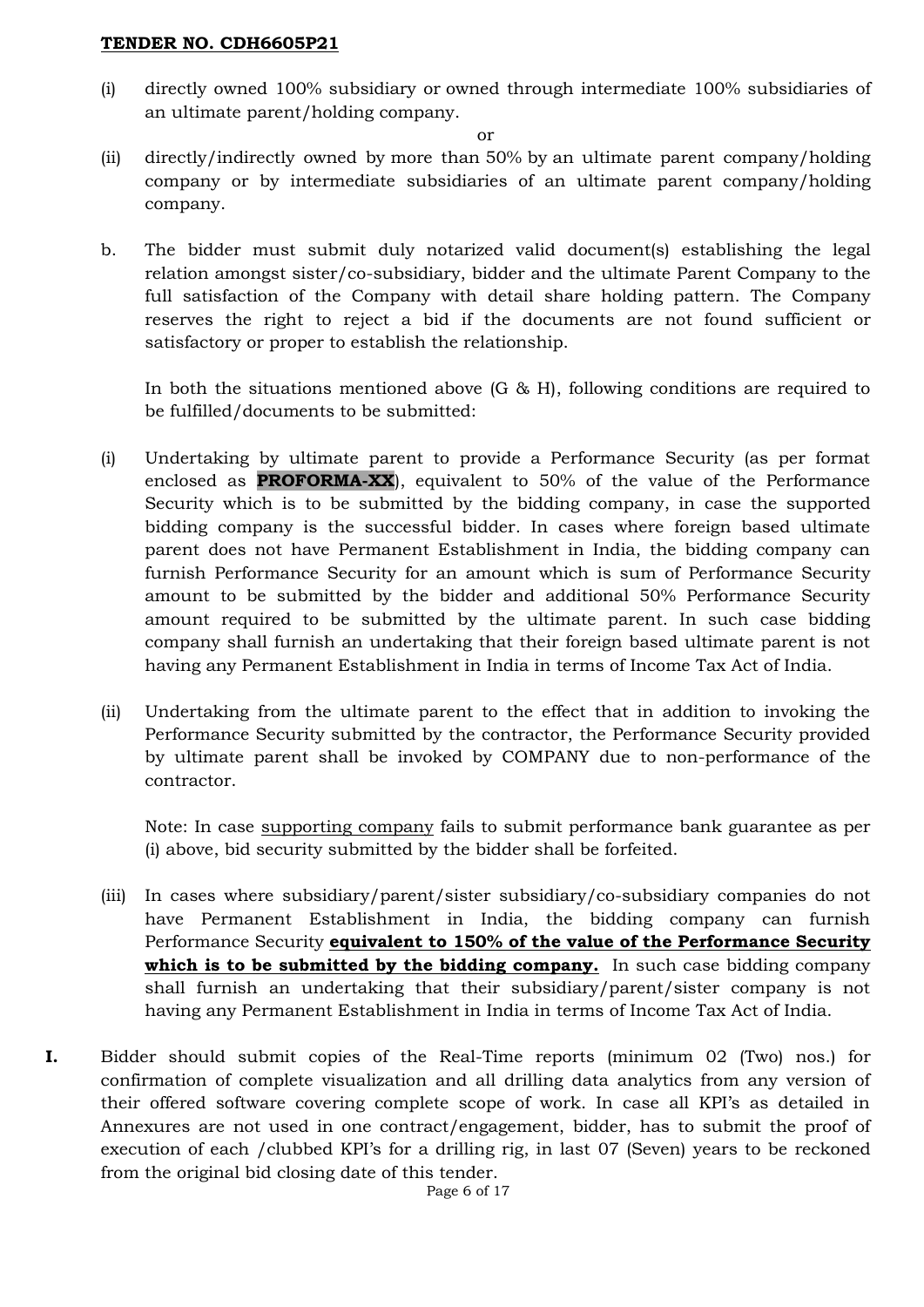(i) directly owned 100% subsidiary or owned through intermediate 100% subsidiaries of an ultimate parent/holding company.

or

(ii) directly/indirectly owned by more than 50% by an ultimate parent company/holding company or by intermediate subsidiaries of an ultimate parent company/holding company.

b. The bidder must submit duly notarized valid document(s) establishing the legal relation amongst sister/co-subsidiary, bidder and the ultimate Parent Company to the full satisfaction of the Company with detail share holding pattern. The Company reserves the right to reject a bid if the documents are not found sufficient or satisfactory or proper to establish the relationship.

In both the situations mentioned above (G & H), following conditions are required to be fulfilled/documents to be submitted:

(i) Undertaking by ultimate parent to provide a Performance Security (as per format enclosed as **PROFORMA-XX**), equivalent to 50% of the value of the Performance Security which is to be submitted by the bidding company, in case the supported bidding company is the successful bidder. In cases where foreign based ultimate parent does not have Permanent Establishment in India, the bidding company can furnish Performance Security for an amount which is sum of Performance Security amount to be submitted by the bidder and additional 50% Performance Security amount required to be submitted by the ultimate parent. In such case bidding company shall furnish an undertaking that their foreign based ultimate parent is not having any Permanent Establishment in India in terms of Income Tax Act of India.

(ii) Undertaking from the ultimate parent to the effect that in addition to invoking the Performance Security submitted by the contractor, the Performance Security provided by ultimate parent shall be invoked by COMPANY due to non-performance of the contractor.

Note: In case supporting company fails to submit performance bank guarantee as per (i) above, bid security submitted by the bidder shall be forfeited.

(iii) In cases where subsidiary/parent/sister subsidiary/co-subsidiary companies do not have Permanent Establishment in India, the bidding company can furnish Performance Security **equivalent to 150% of the value of the Performance Security which is to be submitted by the bidding company.** In such case bidding company shall furnish an undertaking that their subsidiary/parent/sister company is not having any Permanent Establishment in India in terms of Income Tax Act of India.

**I.** Bidder should submit copies of the Real-Time reports (minimum 02 (Two) nos.) for confirmation of complete visualization and all drilling data analytics from any version of their offered software covering complete scope of work. In case all KPI's as detailed in Annexures are not used in one contract/engagement, bidder, has to submit the proof of execution of each /clubbed KPI's for a drilling rig, in last 07 (Seven) years to be reckoned from the original bid closing date of this tender.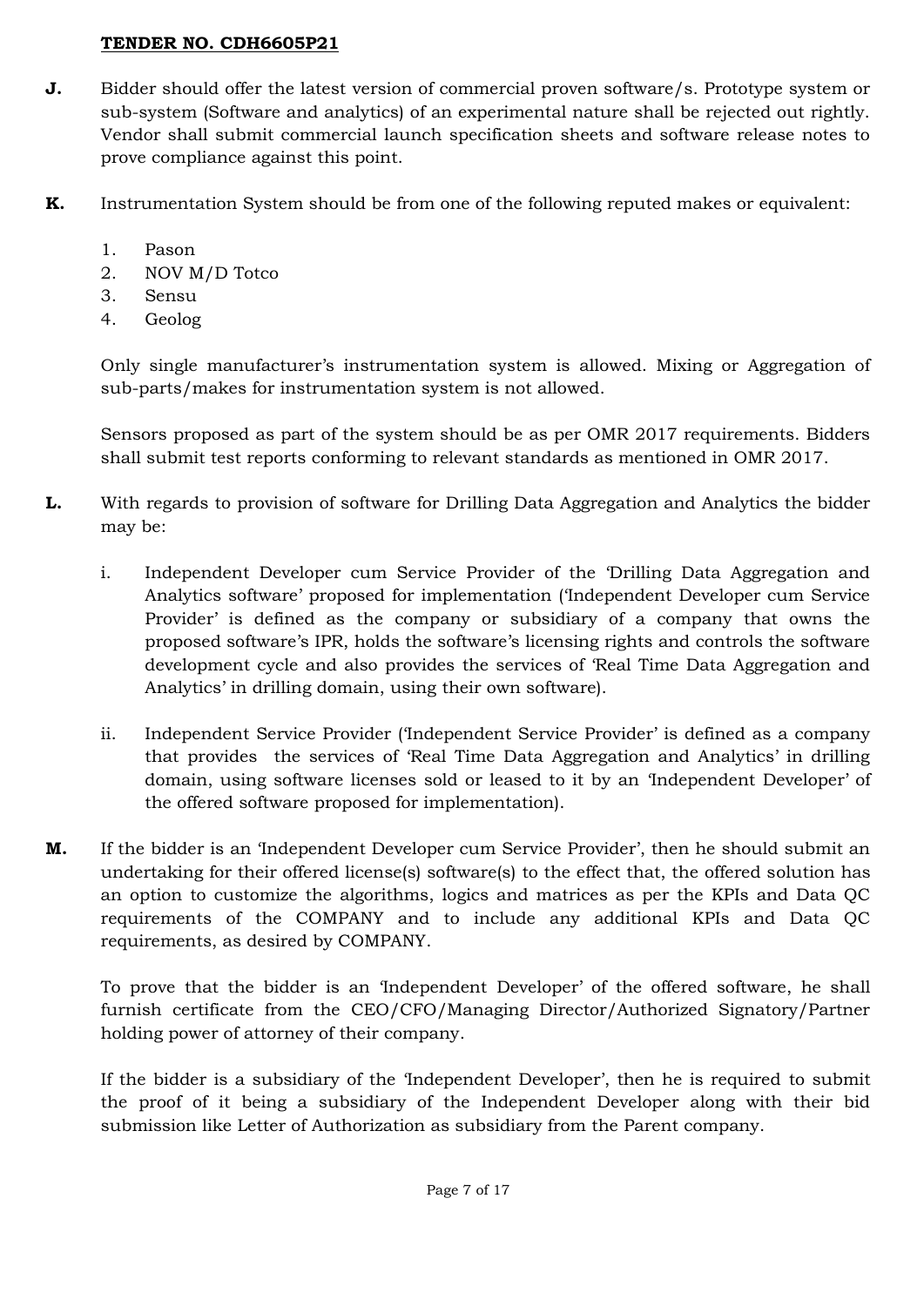**J.** Bidder should offer the latest version of commercial proven software/s. Prototype system or sub-system (Software and analytics) of an experimental nature shall be rejected out rightly. Vendor shall submit commercial launch specification sheets and software release notes to prove compliance against this point.

**K.** Instrumentation System should be from one of the following reputed makes or equivalent:

1. Pason
2. NOV M/D Totco
3. Sensu
4. Geolog

Only single manufacturer's instrumentation system is allowed. Mixing or Aggregation of sub-parts/makes for instrumentation system is not allowed.

Sensors proposed as part of the system should be as per OMR 2017 requirements. Bidders shall submit test reports conforming to relevant standards as mentioned in OMR 2017.

**L.** With regards to provision of software for Drilling Data Aggregation and Analytics the bidder may be:

i. Independent Developer cum Service Provider of the 'Drilling Data Aggregation and Analytics software' proposed for implementation ('Independent Developer cum Service Provider' is defined as the company or subsidiary of a company that owns the proposed software's IPR, holds the software's licensing rights and controls the software development cycle and also provides the services of 'Real Time Data Aggregation and Analytics' in drilling domain, using their own software).

ii. Independent Service Provider ('Independent Service Provider' is defined as a company that provides the services of 'Real Time Data Aggregation and Analytics' in drilling domain, using software licenses sold or leased to it by an 'Independent Developer' of the offered software proposed for implementation).

**M.** If the bidder is an 'Independent Developer cum Service Provider', then he should submit an undertaking for their offered license(s) software(s) to the effect that, the offered solution has an option to customize the algorithms, logics and matrices as per the KPIs and Data QC requirements of the COMPANY and to include any additional KPIs and Data QC requirements, as desired by COMPANY.

To prove that the bidder is an 'Independent Developer' of the offered software, he shall furnish certificate from the CEO/CFO/Managing Director/Authorized Signatory/Partner holding power of attorney of their company.

If the bidder is a subsidiary of the 'Independent Developer', then he is required to submit the proof of it being a subsidiary of the Independent Developer along with their bid submission like Letter of Authorization as subsidiary from the Parent company.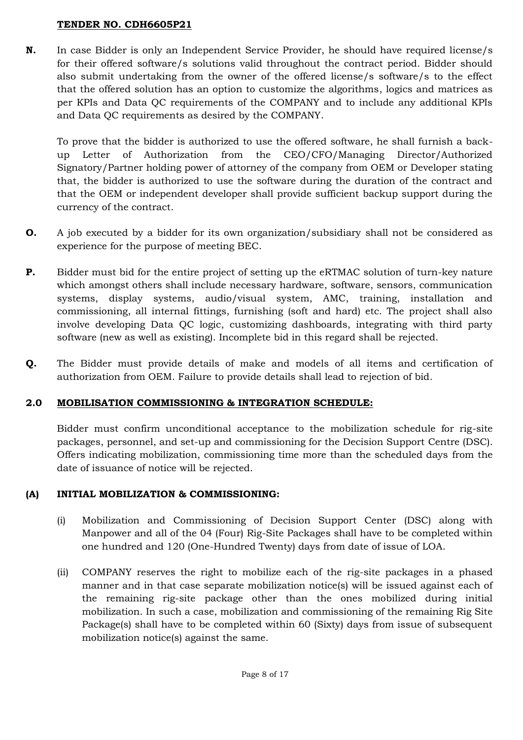**TENDER NO. CDH6605P21**

**N.** In case Bidder is only an Independent Service Provider, he should have required license/s for their offered software/s solutions valid throughout the contract period. Bidder should also submit undertaking from the owner of the offered license/s software/s to the effect that the offered solution has an option to customize the algorithms, logics and matrices as per KPIs and Data QC requirements of the COMPANY and to include any additional KPIs and Data QC requirements as desired by the COMPANY.

To prove that the bidder is authorized to use the offered software, he shall furnish a back-up Letter of Authorization from the CEO/CFO/Managing Director/Authorized Signatory/Partner holding power of attorney of the company from OEM or Developer stating that, the bidder is authorized to use the software during the duration of the contract and that the OEM or independent developer shall provide sufficient backup support during the currency of the contract.

**O.** A job executed by a bidder for its own organization/subsidiary shall not be considered as experience for the purpose of meeting BEC.

**P.** Bidder must bid for the entire project of setting up the eRTMAC solution of turn-key nature which amongst others shall include necessary hardware, software, sensors, communication systems, display systems, audio/visual system, AMC, training, installation and commissioning, all internal fittings, furnishing (soft and hard) etc. The project shall also involve developing Data QC logic, customizing dashboards, integrating with third party software (new as well as existing). Incomplete bid in this regard shall be rejected.

**Q.** The Bidder must provide details of make and models of all items and certification of authorization from OEM. Failure to provide details shall lead to rejection of bid.

## 2.0 MOBILISATION COMMISSIONING & INTEGRATION SCHEDULE:

Bidder must confirm unconditional acceptance to the mobilization schedule for rig-site packages, personnel, and set-up and commissioning for the Decision Support Centre (DSC). Offers indicating mobilization, commissioning time more than the scheduled days from the date of issuance of notice will be rejected.

### (A) INITIAL MOBILIZATION & COMMISSIONING:

(i) Mobilization and Commissioning of Decision Support Center (DSC) along with Manpower and all of the 04 (Four) Rig-Site Packages shall have to be completed within one hundred and 120 (One-Hundred Twenty) days from date of issue of LOA.

(ii) COMPANY reserves the right to mobilize each of the rig-site packages in a phased manner and in that case separate mobilization notice(s) will be issued against each of the remaining rig-site package other than the ones mobilized during initial mobilization. In such a case, mobilization and commissioning of the remaining Rig Site Package(s) shall have to be completed within 60 (Sixty) days from issue of subsequent mobilization notice(s) against the same.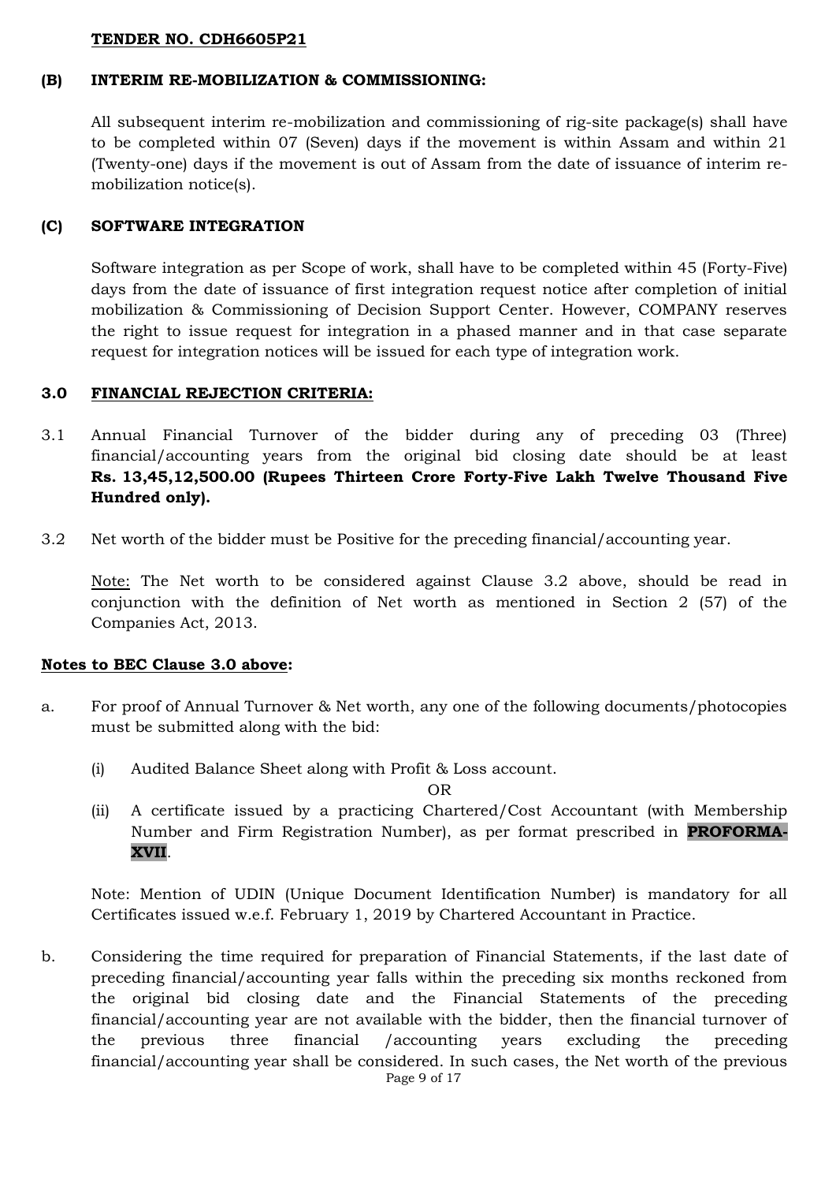**TENDER NO. CDH6605P21**

**(B) INTERIM RE-MOBILIZATION & COMMISSIONING:**

All subsequent interim re-mobilization and commissioning of rig-site package(s) shall have to be completed within 07 (Seven) days if the movement is within Assam and within 21 (Twenty-one) days if the movement is out of Assam from the date of issuance of interim re-mobilization notice(s).

**(C) SOFTWARE INTEGRATION**

Software integration as per Scope of work, shall have to be completed within 45 (Forty-Five) days from the date of issuance of first integration request notice after completion of initial mobilization & Commissioning of Decision Support Center. However, COMPANY reserves the right to issue request for integration in a phased manner and in that case separate request for integration notices will be issued for each type of integration work.

**3.0 FINANCIAL REJECTION CRITERIA:**

3.1 Annual Financial Turnover of the bidder during any of preceding 03 (Three) financial/accounting years from the original bid closing date should be at least **Rs. 13,45,12,500.00 (Rupees Thirteen Crore Forty-Five Lakh Twelve Thousand Five Hundred only).**

3.2 Net worth of the bidder must be Positive for the preceding financial/accounting year.

Note: The Net worth to be considered against Clause 3.2 above, should be read in conjunction with the definition of Net worth as mentioned in Section 2 (57) of the Companies Act, 2013.

**Notes to BEC Clause 3.0 above:**

a. For proof of Annual Turnover & Net worth, any one of the following documents/photocopies must be submitted along with the bid:

(i) Audited Balance Sheet along with Profit & Loss account.

OR

(ii) A certificate issued by a practicing Chartered/Cost Accountant (with Membership Number and Firm Registration Number), as per format prescribed in **PROFORMA-XVII**.

Note: Mention of UDIN (Unique Document Identification Number) is mandatory for all Certificates issued w.e.f. February 1, 2019 by Chartered Accountant in Practice.

b. Considering the time required for preparation of Financial Statements, if the last date of preceding financial/accounting year falls within the preceding six months reckoned from the original bid closing date and the Financial Statements of the preceding financial/accounting year are not available with the bidder, then the financial turnover of the previous three financial /accounting years excluding the preceding financial/accounting year shall be considered. In such cases, the Net worth of the previous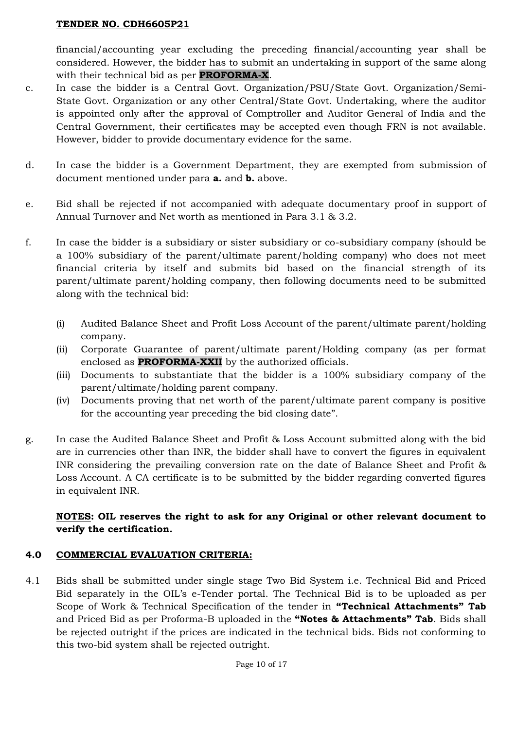financial/accounting year excluding the preceding financial/accounting year shall be considered. However, the bidder has to submit an undertaking in support of the same along with their technical bid as per **PROFORMA-X**.

c. In case the bidder is a Central Govt. Organization/PSU/State Govt. Organization/Semi-State Govt. Organization or any other Central/State Govt. Undertaking, where the auditor is appointed only after the approval of Comptroller and Auditor General of India and the Central Government, their certificates may be accepted even though FRN is not available. However, bidder to provide documentary evidence for the same.

d. In case the bidder is a Government Department, they are exempted from submission of document mentioned under para **a.** and **b.** above.

e. Bid shall be rejected if not accompanied with adequate documentary proof in support of Annual Turnover and Net worth as mentioned in Para 3.1 & 3.2.

f. In case the bidder is a subsidiary or sister subsidiary or co-subsidiary company (should be a 100% subsidiary of the parent/ultimate parent/holding company) who does not meet financial criteria by itself and submits bid based on the financial strength of its parent/ultimate parent/holding company, then following documents need to be submitted along with the technical bid:

   (i) Audited Balance Sheet and Profit Loss Account of the parent/ultimate parent/holding company.
   (ii) Corporate Guarantee of parent/ultimate parent/Holding company (as per format enclosed as **PROFORMA-XXII** by the authorized officials.
   (iii) Documents to substantiate that the bidder is a 100% subsidiary company of the parent/ultimate/holding parent company.
   (iv) Documents proving that net worth of the parent/ultimate parent company is positive for the accounting year preceding the bid closing date".

g. In case the Audited Balance Sheet and Profit & Loss Account submitted along with the bid are in currencies other than INR, the bidder shall have to convert the figures in equivalent INR considering the prevailing conversion rate on the date of Balance Sheet and Profit & Loss Account. A CA certificate is to be submitted by the bidder regarding converted figures in equivalent INR.

**NOTES: OIL reserves the right to ask for any Original or other relevant document to verify the certification.**

## 4.0 COMMERCIAL EVALUATION CRITERIA:

4.1 Bids shall be submitted under single stage Two Bid System i.e. Technical Bid and Priced Bid separately in the OIL's e-Tender portal. The Technical Bid is to be uploaded as per Scope of Work & Technical Specification of the tender in **"Technical Attachments" Tab** and Priced Bid as per Proforma-B uploaded in the **"Notes & Attachments" Tab**. Bids shall be rejected outright if the prices are indicated in the technical bids. Bids not conforming to this two-bid system shall be rejected outright.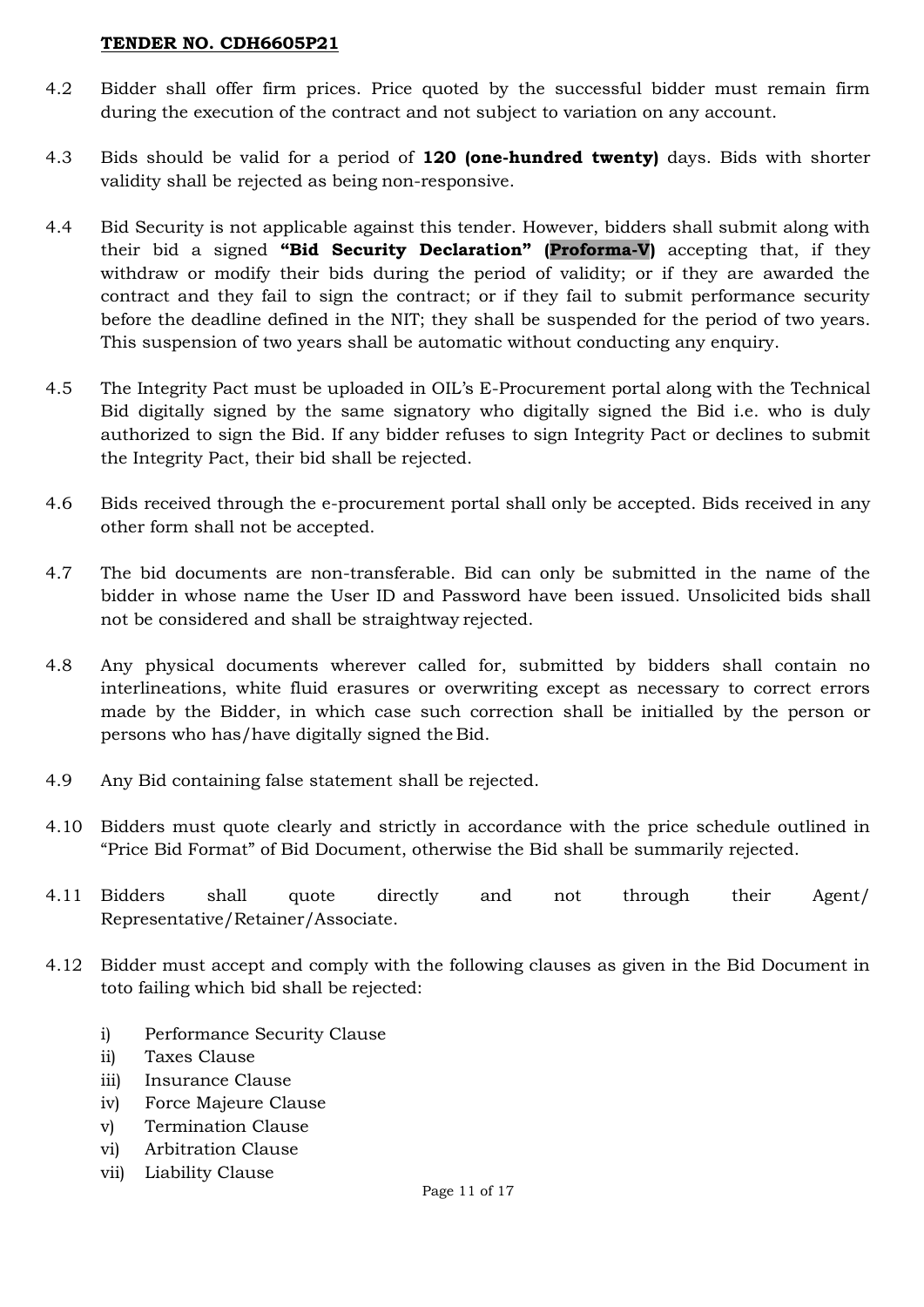4.2 Bidder shall offer firm prices. Price quoted by the successful bidder must remain firm during the execution of the contract and not subject to variation on any account.

4.3 Bids should be valid for a period of **120 (one-hundred twenty)** days. Bids with shorter validity shall be rejected as being non-responsive.

4.4 Bid Security is not applicable against this tender. However, bidders shall submit along with their bid a signed **"Bid Security Declaration" (Proforma-V)** accepting that, if they withdraw or modify their bids during the period of validity; or if they are awarded the contract and they fail to sign the contract; or if they fail to submit performance security before the deadline defined in the NIT; they shall be suspended for the period of two years. This suspension of two years shall be automatic without conducting any enquiry.

4.5 The Integrity Pact must be uploaded in OIL's E-Procurement portal along with the Technical Bid digitally signed by the same signatory who digitally signed the Bid i.e. who is duly authorized to sign the Bid. If any bidder refuses to sign Integrity Pact or declines to submit the Integrity Pact, their bid shall be rejected.

4.6 Bids received through the e-procurement portal shall only be accepted. Bids received in any other form shall not be accepted.

4.7 The bid documents are non-transferable. Bid can only be submitted in the name of the bidder in whose name the User ID and Password have been issued. Unsolicited bids shall not be considered and shall be straightway rejected.

4.8 Any physical documents wherever called for, submitted by bidders shall contain no interlineations, white fluid erasures or overwriting except as necessary to correct errors made by the Bidder, in which case such correction shall be initialled by the person or persons who has/have digitally signed the Bid.

4.9 Any Bid containing false statement shall be rejected.

4.10 Bidders must quote clearly and strictly in accordance with the price schedule outlined in "Price Bid Format" of Bid Document, otherwise the Bid shall be summarily rejected.

4.11 Bidders shall quote directly and not through their Agent/ Representative/Retainer/Associate.

4.12 Bidder must accept and comply with the following clauses as given in the Bid Document in toto failing which bid shall be rejected:

i) Performance Security Clause
ii) Taxes Clause
iii) Insurance Clause
iv) Force Majeure Clause
v) Termination Clause
vi) Arbitration Clause
vii) Liability Clause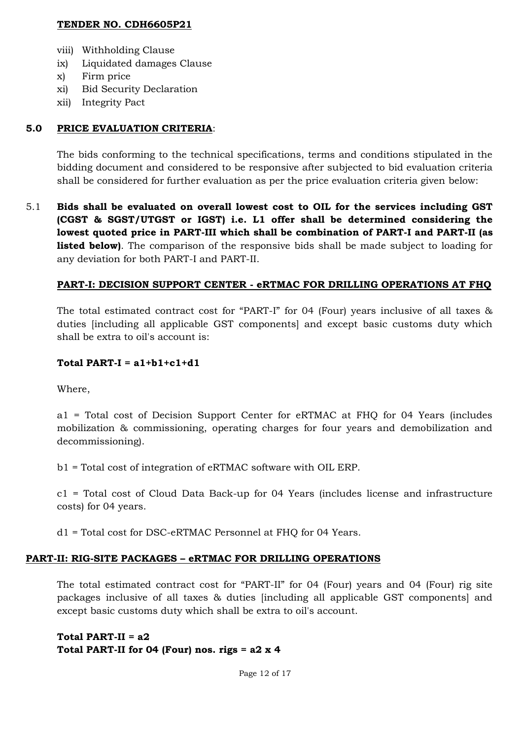viii) Withholding Clause
ix) Liquidated damages Clause
x) Firm price
xi) Bid Security Declaration
xii) Integrity Pact

## 5.0 PRICE EVALUATION CRITERIA:

The bids conforming to the technical specifications, terms and conditions stipulated in the bidding document and considered to be responsive after subjected to bid evaluation criteria shall be considered for further evaluation as per the price evaluation criteria given below:

5.1 **Bids shall be evaluated on overall lowest cost to OIL for the services including GST (CGST & SGST/UTGST or IGST) i.e. L1 offer shall be determined considering the lowest quoted price in PART-III which shall be combination of PART-I and PART-II (as listed below)**. The comparison of the responsive bids shall be made subject to loading for any deviation for both PART-I and PART-II.

### PART-I: DECISION SUPPORT CENTER - eRTMAC FOR DRILLING OPERATIONS AT FHQ

The total estimated contract cost for "PART-I" for 04 (Four) years inclusive of all taxes & duties [including all applicable GST components] and except basic customs duty which shall be extra to oil's account is:

**Total PART-I = a1+b1+c1+d1**

Where,

a1 = Total cost of Decision Support Center for eRTMAC at FHQ for 04 Years (includes mobilization & commissioning, operating charges for four years and demobilization and decommissioning).

b1 = Total cost of integration of eRTMAC software with OIL ERP.

c1 = Total cost of Cloud Data Back-up for 04 Years (includes license and infrastructure costs) for 04 years.

d1 = Total cost for DSC-eRTMAC Personnel at FHQ for 04 Years.

### PART-II: RIG-SITE PACKAGES – eRTMAC FOR DRILLING OPERATIONS

The total estimated contract cost for "PART-II" for 04 (Four) years and 04 (Four) rig site packages inclusive of all taxes & duties [including all applicable GST components] and except basic customs duty which shall be extra to oil's account.

**Total PART-II = a2**
**Total PART-II for 04 (Four) nos. rigs = a2 x 4**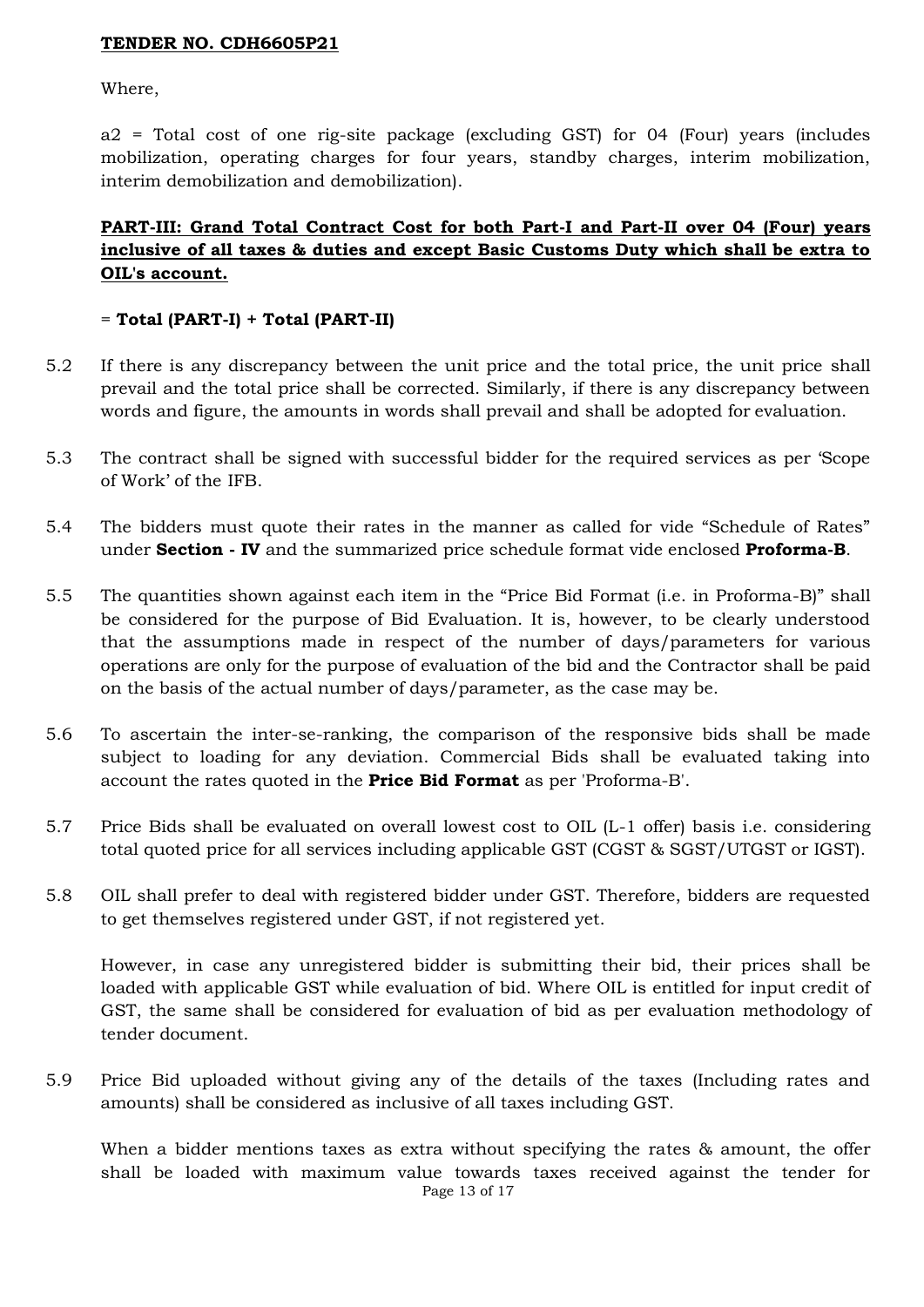Where,

a2 = Total cost of one rig-site package (excluding GST) for 04 (Four) years (includes mobilization, operating charges for four years, standby charges, interim mobilization, interim demobilization and demobilization).

**PART-III: Grand Total Contract Cost for both Part-I and Part-II over 04 (Four) years inclusive of all taxes & duties and except Basic Customs Duty which shall be extra to OIL's account.**

= **Total (PART-I) + Total (PART-II)**

5.2 If there is any discrepancy between the unit price and the total price, the unit price shall prevail and the total price shall be corrected. Similarly, if there is any discrepancy between words and figure, the amounts in words shall prevail and shall be adopted for evaluation.

5.3 The contract shall be signed with successful bidder for the required services as per 'Scope of Work' of the IFB.

5.4 The bidders must quote their rates in the manner as called for vide "Schedule of Rates" under **Section - IV** and the summarized price schedule format vide enclosed **Proforma-B**.

5.5 The quantities shown against each item in the "Price Bid Format (i.e. in Proforma-B)" shall be considered for the purpose of Bid Evaluation. It is, however, to be clearly understood that the assumptions made in respect of the number of days/parameters for various operations are only for the purpose of evaluation of the bid and the Contractor shall be paid on the basis of the actual number of days/parameter, as the case may be.

5.6 To ascertain the inter-se-ranking, the comparison of the responsive bids shall be made subject to loading for any deviation. Commercial Bids shall be evaluated taking into account the rates quoted in the **Price Bid Format** as per 'Proforma-B'.

5.7 Price Bids shall be evaluated on overall lowest cost to OIL (L-1 offer) basis i.e. considering total quoted price for all services including applicable GST (CGST & SGST/UTGST or IGST).

5.8 OIL shall prefer to deal with registered bidder under GST. Therefore, bidders are requested to get themselves registered under GST, if not registered yet.

However, in case any unregistered bidder is submitting their bid, their prices shall be loaded with applicable GST while evaluation of bid. Where OIL is entitled for input credit of GST, the same shall be considered for evaluation of bid as per evaluation methodology of tender document.

5.9 Price Bid uploaded without giving any of the details of the taxes (Including rates and amounts) shall be considered as inclusive of all taxes including GST.

When a bidder mentions taxes as extra without specifying the rates & amount, the offer shall be loaded with maximum value towards taxes received against the tender for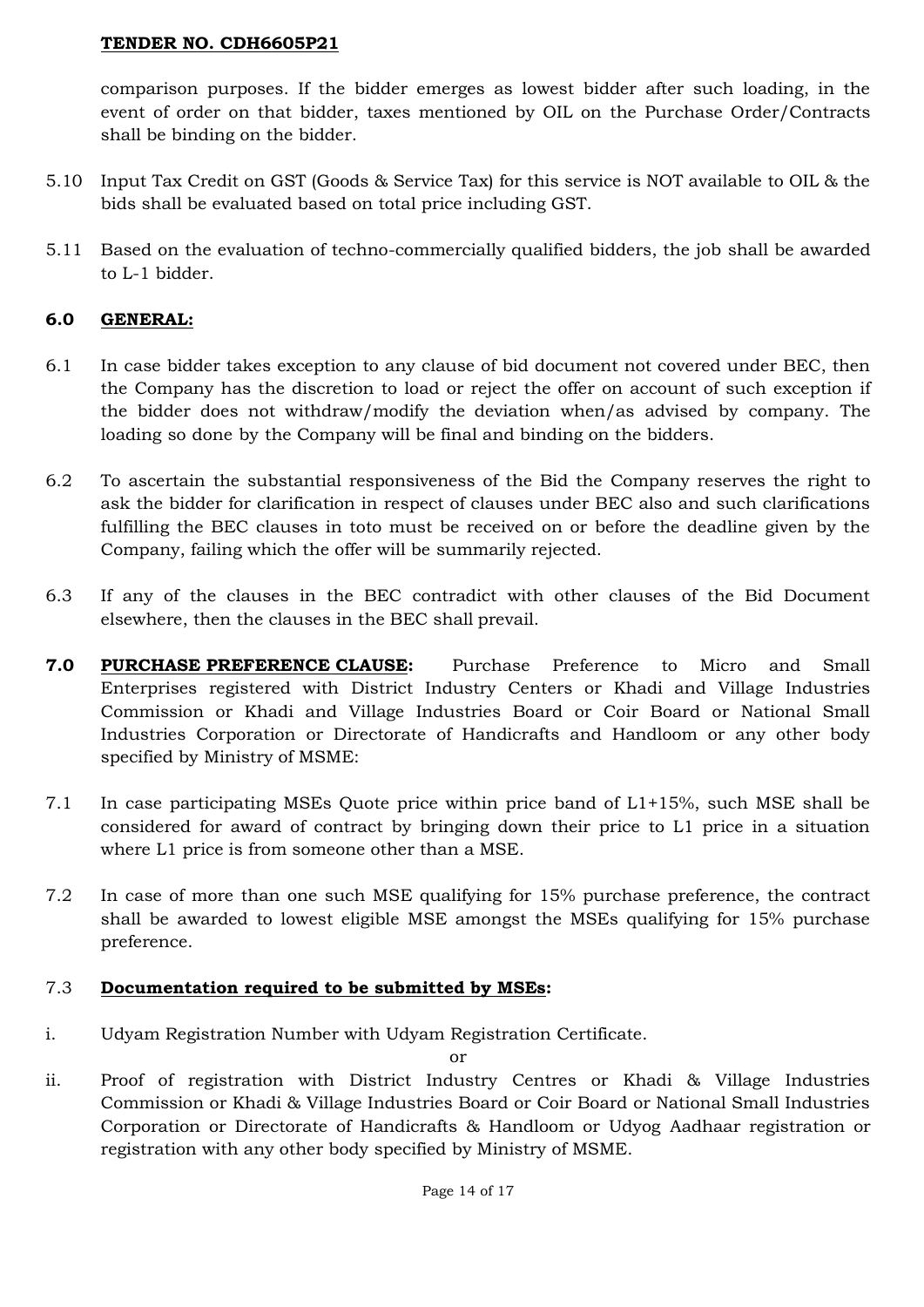comparison purposes. If the bidder emerges as lowest bidder after such loading, in the event of order on that bidder, taxes mentioned by OIL on the Purchase Order/Contracts shall be binding on the bidder.

5.10 Input Tax Credit on GST (Goods & Service Tax) for this service is NOT available to OIL & the bids shall be evaluated based on total price including GST.

5.11 Based on the evaluation of techno-commercially qualified bidders, the job shall be awarded to L-1 bidder.

## 6.0 GENERAL:

6.1 In case bidder takes exception to any clause of bid document not covered under BEC, then the Company has the discretion to load or reject the offer on account of such exception if the bidder does not withdraw/modify the deviation when/as advised by company. The loading so done by the Company will be final and binding on the bidders.

6.2 To ascertain the substantial responsiveness of the Bid the Company reserves the right to ask the bidder for clarification in respect of clauses under BEC also and such clarifications fulfilling the BEC clauses in toto must be received on or before the deadline given by the Company, failing which the offer will be summarily rejected.

6.3 If any of the clauses in the BEC contradict with other clauses of the Bid Document elsewhere, then the clauses in the BEC shall prevail.

**7.0 PURCHASE PREFERENCE CLAUSE:** Purchase Preference to Micro and Small Enterprises registered with District Industry Centers or Khadi and Village Industries Commission or Khadi and Village Industries Board or Coir Board or National Small Industries Corporation or Directorate of Handicrafts and Handloom or any other body specified by Ministry of MSME:

7.1 In case participating MSEs Quote price within price band of L1+15%, such MSE shall be considered for award of contract by bringing down their price to L1 price in a situation where L1 price is from someone other than a MSE.

7.2 In case of more than one such MSE qualifying for 15% purchase preference, the contract shall be awarded to lowest eligible MSE amongst the MSEs qualifying for 15% purchase preference.

7.3 **Documentation required to be submitted by MSEs:**

i. Udyam Registration Number with Udyam Registration Certificate.

or

ii. Proof of registration with District Industry Centres or Khadi & Village Industries Commission or Khadi & Village Industries Board or Coir Board or National Small Industries Corporation or Directorate of Handicrafts & Handloom or Udyog Aadhaar registration or registration with any other body specified by Ministry of MSME.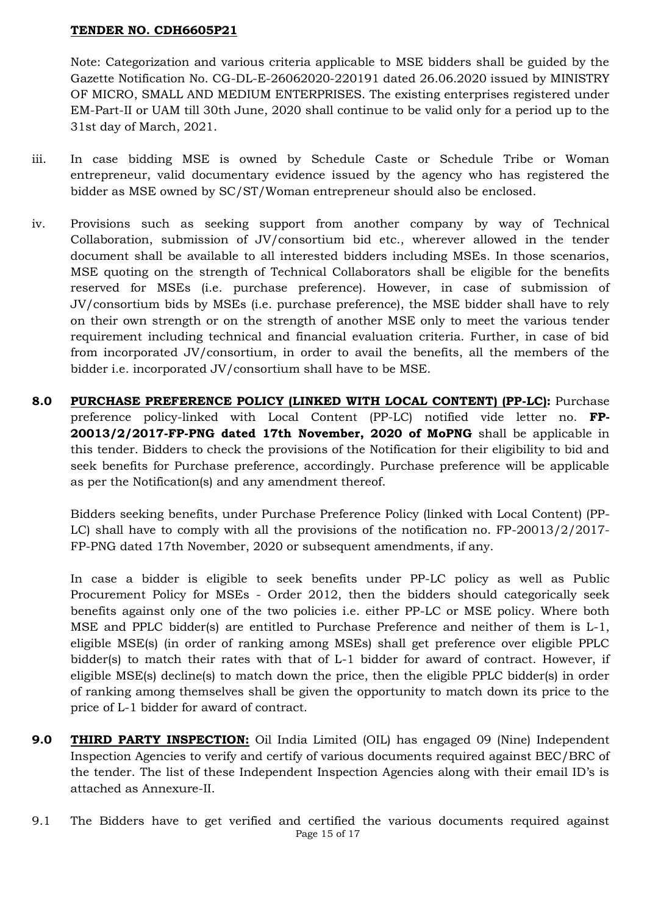Note: Categorization and various criteria applicable to MSE bidders shall be guided by the Gazette Notification No. CG-DL-E-26062020-220191 dated 26.06.2020 issued by MINISTRY OF MICRO, SMALL AND MEDIUM ENTERPRISES. The existing enterprises registered under EM-Part-II or UAM till 30th June, 2020 shall continue to be valid only for a period up to the 31st day of March, 2021.

iii. In case bidding MSE is owned by Schedule Caste or Schedule Tribe or Woman entrepreneur, valid documentary evidence issued by the agency who has registered the bidder as MSE owned by SC/ST/Woman entrepreneur should also be enclosed.

iv. Provisions such as seeking support from another company by way of Technical Collaboration, submission of JV/consortium bid etc., wherever allowed in the tender document shall be available to all interested bidders including MSEs. In those scenarios, MSE quoting on the strength of Technical Collaborators shall be eligible for the benefits reserved for MSEs (i.e. purchase preference). However, in case of submission of JV/consortium bids by MSEs (i.e. purchase preference), the MSE bidder shall have to rely on their own strength or on the strength of another MSE only to meet the various tender requirement including technical and financial evaluation criteria. Further, in case of bid from incorporated JV/consortium, in order to avail the benefits, all the members of the bidder i.e. incorporated JV/consortium shall have to be MSE.

**8.0 PURCHASE PREFERENCE POLICY (LINKED WITH LOCAL CONTENT) (PP-LC):** Purchase preference policy-linked with Local Content (PP-LC) notified vide letter no. **FP-20013/2/2017-FP-PNG dated 17th November, 2020 of MoPNG** shall be applicable in this tender. Bidders to check the provisions of the Notification for their eligibility to bid and seek benefits for Purchase preference, accordingly. Purchase preference will be applicable as per the Notification(s) and any amendment thereof.

Bidders seeking benefits, under Purchase Preference Policy (linked with Local Content) (PP-LC) shall have to comply with all the provisions of the notification no. FP-20013/2/2017-FP-PNG dated 17th November, 2020 or subsequent amendments, if any.

In case a bidder is eligible to seek benefits under PP-LC policy as well as Public Procurement Policy for MSEs - Order 2012, then the bidders should categorically seek benefits against only one of the two policies i.e. either PP-LC or MSE policy. Where both MSE and PPLC bidder(s) are entitled to Purchase Preference and neither of them is L-1, eligible MSE(s) (in order of ranking among MSEs) shall get preference over eligible PPLC bidder(s) to match their rates with that of L-1 bidder for award of contract. However, if eligible MSE(s) decline(s) to match down the price, then the eligible PPLC bidder(s) in order of ranking among themselves shall be given the opportunity to match down its price to the price of L-1 bidder for award of contract.

**9.0 THIRD PARTY INSPECTION:** Oil India Limited (OIL) has engaged 09 (Nine) Independent Inspection Agencies to verify and certify of various documents required against BEC/BRC of the tender. The list of these Independent Inspection Agencies along with their email ID's is attached as Annexure-II.

9.1 The Bidders have to get verified and certified the various documents required against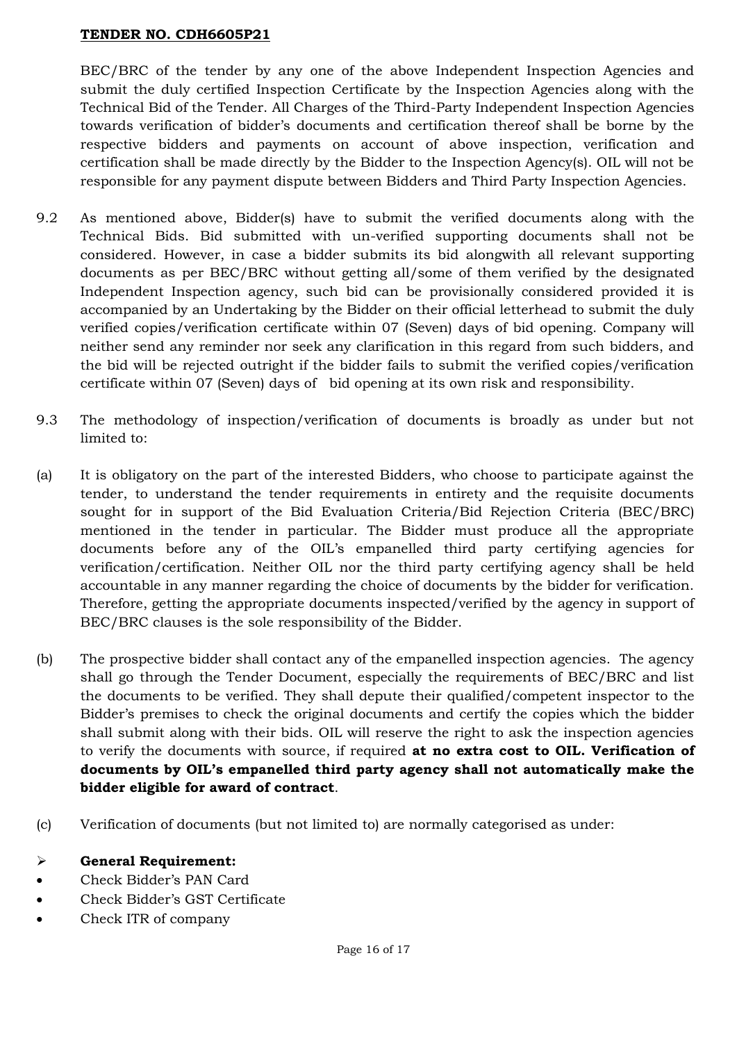BEC/BRC of the tender by any one of the above Independent Inspection Agencies and submit the duly certified Inspection Certificate by the Inspection Agencies along with the Technical Bid of the Tender. All Charges of the Third-Party Independent Inspection Agencies towards verification of bidder's documents and certification thereof shall be borne by the respective bidders and payments on account of above inspection, verification and certification shall be made directly by the Bidder to the Inspection Agency(s). OIL will not be responsible for any payment dispute between Bidders and Third Party Inspection Agencies.

9.2 As mentioned above, Bidder(s) have to submit the verified documents along with the Technical Bids. Bid submitted with un-verified supporting documents shall not be considered. However, in case a bidder submits its bid alongwith all relevant supporting documents as per BEC/BRC without getting all/some of them verified by the designated Independent Inspection agency, such bid can be provisionally considered provided it is accompanied by an Undertaking by the Bidder on their official letterhead to submit the duly verified copies/verification certificate within 07 (Seven) days of bid opening. Company will neither send any reminder nor seek any clarification in this regard from such bidders, and the bid will be rejected outright if the bidder fails to submit the verified copies/verification certificate within 07 (Seven) days of bid opening at its own risk and responsibility.

9.3 The methodology of inspection/verification of documents is broadly as under but not limited to:

(a) It is obligatory on the part of the interested Bidders, who choose to participate against the tender, to understand the tender requirements in entirety and the requisite documents sought for in support of the Bid Evaluation Criteria/Bid Rejection Criteria (BEC/BRC) mentioned in the tender in particular. The Bidder must produce all the appropriate documents before any of the OIL's empanelled third party certifying agencies for verification/certification. Neither OIL nor the third party certifying agency shall be held accountable in any manner regarding the choice of documents by the bidder for verification. Therefore, getting the appropriate documents inspected/verified by the agency in support of BEC/BRC clauses is the sole responsibility of the Bidder.

(b) The prospective bidder shall contact any of the empanelled inspection agencies. The agency shall go through the Tender Document, especially the requirements of BEC/BRC and list the documents to be verified. They shall depute their qualified/competent inspector to the Bidder's premises to check the original documents and certify the copies which the bidder shall submit along with their bids. OIL will reserve the right to ask the inspection agencies to verify the documents with source, if required **at no extra cost to OIL. Verification of documents by OIL's empanelled third party agency shall not automatically make the bidder eligible for award of contract**.

(c) Verification of documents (but not limited to) are normally categorised as under:

- **General Requirement:**
  - Check Bidder's PAN Card
  - Check Bidder's GST Certificate
  - Check ITR of company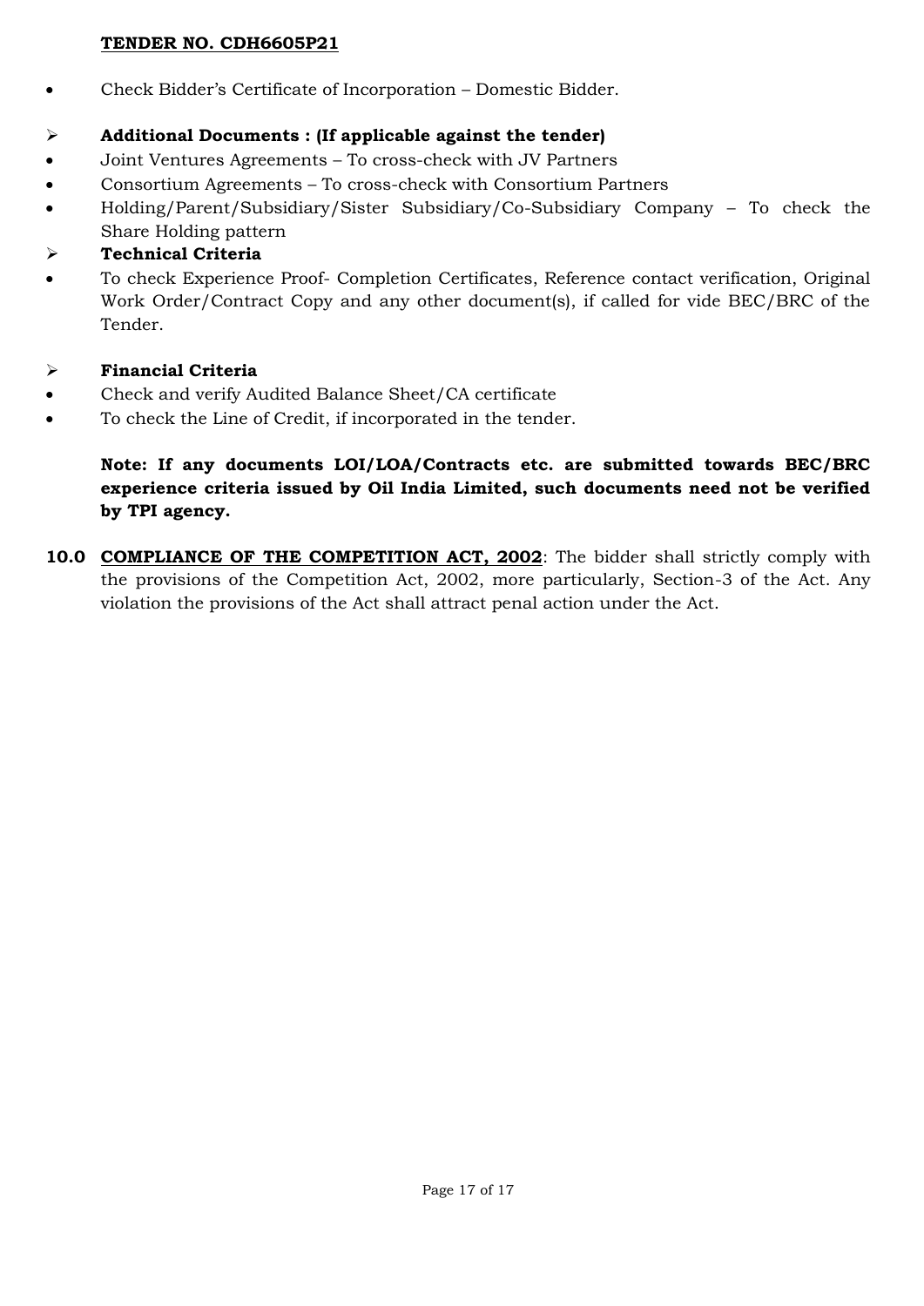- Check Bidder's Certificate of Incorporation – Domestic Bidder.

➢ **Additional Documents : (If applicable against the tender)**

- Joint Ventures Agreements – To cross-check with JV Partners
- Consortium Agreements – To cross-check with Consortium Partners
- Holding/Parent/Subsidiary/Sister Subsidiary/Co-Subsidiary Company – To check the Share Holding pattern

➢ **Technical Criteria**

- To check Experience Proof- Completion Certificates, Reference contact verification, Original Work Order/Contract Copy and any other document(s), if called for vide BEC/BRC of the Tender.

➢ **Financial Criteria**

- Check and verify Audited Balance Sheet/CA certificate
- To check the Line of Credit, if incorporated in the tender.

**Note: If any documents LOI/LOA/Contracts etc. are submitted towards BEC/BRC experience criteria issued by Oil India Limited, such documents need not be verified by TPI agency.**

**10.0** **COMPLIANCE OF THE COMPETITION ACT, 2002**: The bidder shall strictly comply with the provisions of the Competition Act, 2002, more particularly, Section-3 of the Act. Any violation the provisions of the Act shall attract penal action under the Act.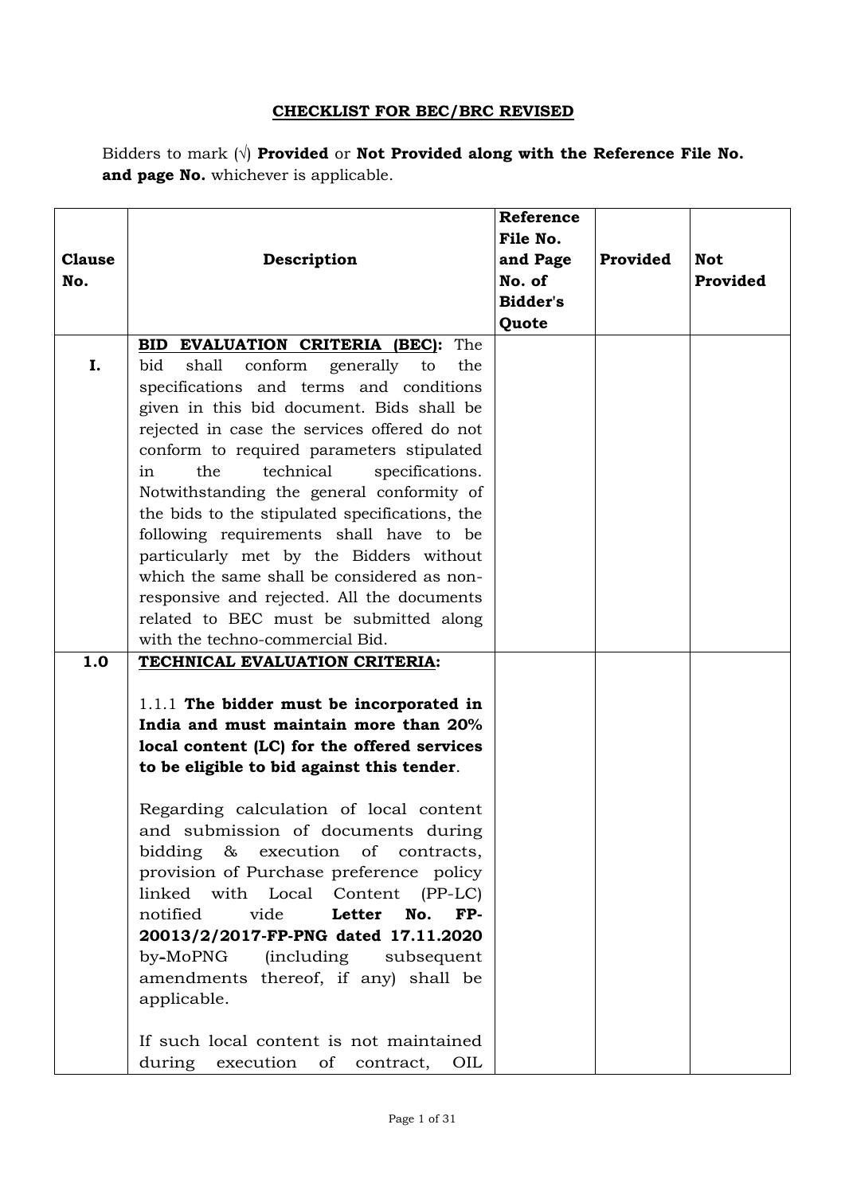## CHECKLIST FOR BEC/BRC REVISED

Bidders to mark (√) **Provided** or **Not Provided along with the Reference File No. and page No.** whichever is applicable.

| Clause No. | Description | Reference File No. and Page No. of Bidder's Quote | Provided | Not Provided |
|---|---|---|---|---|
| I. | **BID EVALUATION CRITERIA (BEC):** The bid shall conform generally to the specifications and terms and conditions given in this bid document. Bids shall be rejected in case the services offered do not conform to required parameters stipulated in the technical specifications. Notwithstanding the general conformity of the bids to the stipulated specifications, the following requirements shall have to be particularly met by the Bidders without which the same shall be considered as non-responsive and rejected. All the documents related to BEC must be submitted along with the techno-commercial Bid. | | | |
| 1.0 | **TECHNICAL EVALUATION CRITERIA:**<br><br>1.1.1 **The bidder must be incorporated in India and must maintain more than 20% local content (LC) for the offered services to be eligible to bid against this tender**.<br><br>Regarding calculation of local content and submission of documents during bidding & execution of contracts, provision of Purchase preference policy linked with Local Content (PP-LC) notified vide **Letter No. FP-20013/2/2017-FP-PNG dated 17.11.2020** by-MoPNG (including subsequent amendments thereof, if any) shall be applicable.<br><br>If such local content is not maintained during execution of contract, OIL | | | |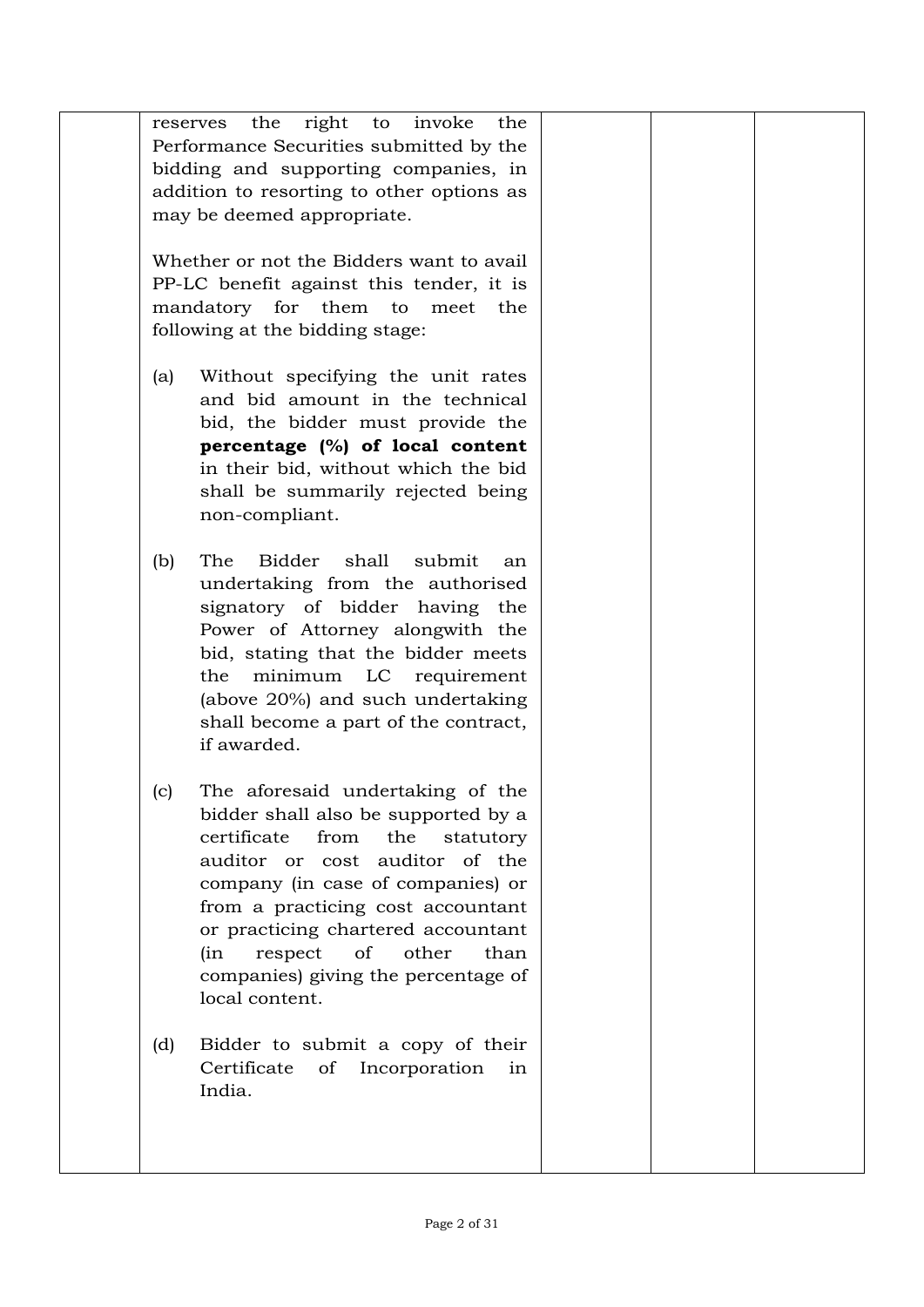| | | | | |
|---|---|---|---|---|
| | reserves the right to invoke the Performance Securities submitted by the bidding and supporting companies, in addition to resorting to other options as may be deemed appropriate.<br><br>Whether or not the Bidders want to avail PP-LC benefit against this tender, it is mandatory for them to meet the following at the bidding stage:<br><br>(a) Without specifying the unit rates and bid amount in the technical bid, the bidder must provide the **percentage (%) of local content** in their bid, without which the bid shall be summarily rejected being non-compliant.<br><br>(b) The Bidder shall submit an undertaking from the authorised signatory of bidder having the Power of Attorney alongwith the bid, stating that the bidder meets the minimum LC requirement (above 20%) and such undertaking shall become a part of the contract, if awarded.<br><br>(c) The aforesaid undertaking of the bidder shall also be supported by a certificate from the statutory auditor or cost auditor of the company (in case of companies) or from a practicing cost accountant or practicing chartered accountant (in respect of other than companies) giving the percentage of local content.<br><br>(d) Bidder to submit a copy of their Certificate of Incorporation in India. | | | |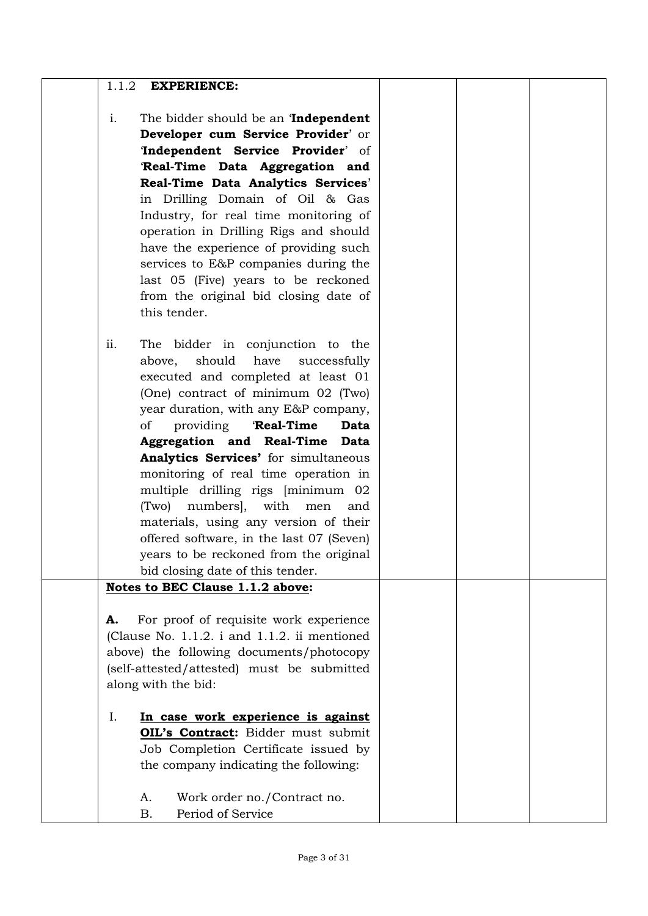| | | | | |
|---|---|---|---|---|
| | 1.1.2 **EXPERIENCE:**<br><br>i. The bidder should be an '**Independent Developer cum Service Provider**' or '**Independent Service Provider**' of '**Real-Time Data Aggregation and Real-Time Data Analytics Services**' in Drilling Domain of Oil & Gas Industry, for real time monitoring of operation in Drilling Rigs and should have the experience of providing such services to E&P companies during the last 05 (Five) years to be reckoned from the original bid closing date of this tender.<br><br>ii. The bidder in conjunction to the above, should have successfully executed and completed at least 01 (One) contract of minimum 02 (Two) year duration, with any E&P company, of providing '**Real-Time Data Aggregation and Real-Time Data Analytics Services'** for simultaneous monitoring of real time operation in multiple drilling rigs [minimum 02 (Two) numbers], with men and materials, using any version of their offered software, in the last 07 (Seven) years to be reckoned from the original bid closing date of this tender. | | | |
| | **Notes to BEC Clause 1.1.2 above:**<br><br>**A.** For proof of requisite work experience (Clause No. 1.1.2. i and 1.1.2. ii mentioned above) the following documents/photocopy (self-attested/attested) must be submitted along with the bid:<br><br>I. **In case work experience is against OIL's Contract:** Bidder must submit Job Completion Certificate issued by the company indicating the following:<br><br>A. Work order no./Contract no.<br>B. Period of Service | | | |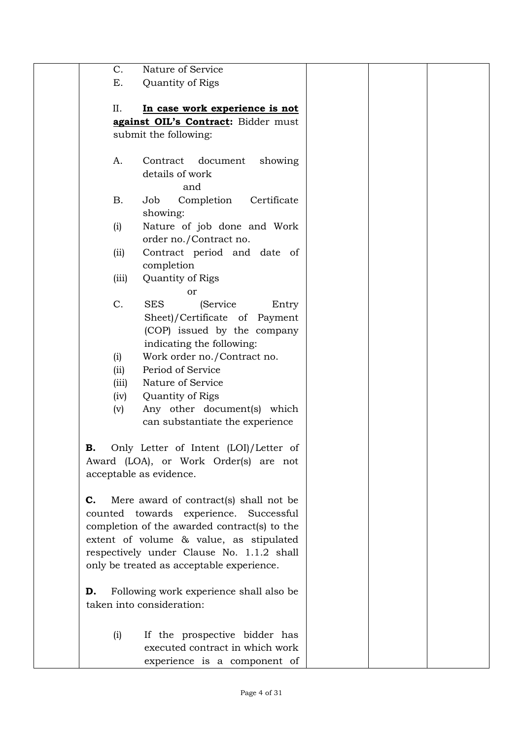| | | | | |
|---|---|---|---|---|
| | C. Nature of Service<br>E. Quantity of Rigs<br><br>II. **<u>In case work experience is not against OIL's Contract:</u>** Bidder must submit the following:<br><br>A. Contract document showing details of work<br>and<br>B. Job Completion Certificate showing:<br>(i) Nature of job done and Work order no./Contract no.<br>(ii) Contract period and date of completion<br>(iii) Quantity of Rigs<br>or<br>C. SES (Service Entry Sheet)/Certificate of Payment (COP) issued by the company indicating the following:<br>(i) Work order no./Contract no.<br>(ii) Period of Service<br>(iii) Nature of Service<br>(iv) Quantity of Rigs<br>(v) Any other document(s) which can substantiate the experience<br><br>**B.** Only Letter of Intent (LOI)/Letter of Award (LOA), or Work Order(s) are not acceptable as evidence.<br><br>**C.** Mere award of contract(s) shall not be counted towards experience. Successful completion of the awarded contract(s) to the extent of volume & value, as stipulated respectively under Clause No. 1.1.2 shall only be treated as acceptable experience.<br><br>**D.** Following work experience shall also be taken into consideration:<br><br>(i) If the prospective bidder has executed contract in which work experience is a component of | | | |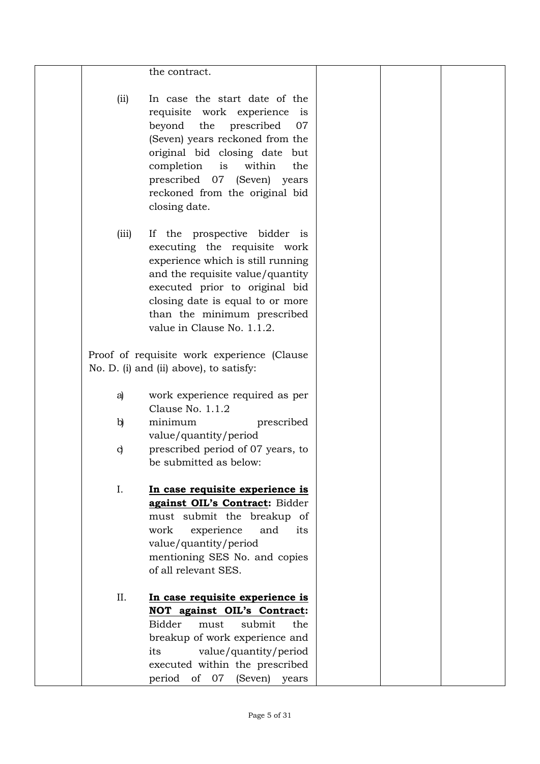|  | the contract.<br><br>(ii) In case the start date of the requisite work experience is beyond the prescribed 07 (Seven) years reckoned from the original bid closing date but completion is within the prescribed 07 (Seven) years reckoned from the original bid closing date.<br><br>(iii) If the prospective bidder is executing the requisite work experience which is still running and the requisite value/quantity executed prior to original bid closing date is equal to or more than the minimum prescribed value in Clause No. 1.1.2.<br><br>Proof of requisite work experience (Clause No. D. (i) and (ii) above), to satisfy:<br><br>a) work experience required as per Clause No. 1.1.2<br>b) minimum prescribed value/quantity/period<br>c) prescribed period of 07 years, to be submitted as below:<br><br>I. **<u>In case requisite experience is against OIL's Contract</u>:** Bidder must submit the breakup of work experience and its value/quantity/period mentioning SES No. and copies of all relevant SES.<br><br>II. **<u>In case requisite experience is NOT against OIL's Contract</u>:** Bidder must submit the breakup of work experience and its value/quantity/period executed within the prescribed period of 07 (Seven) years |  |  |  |
|---|---|---|---|---|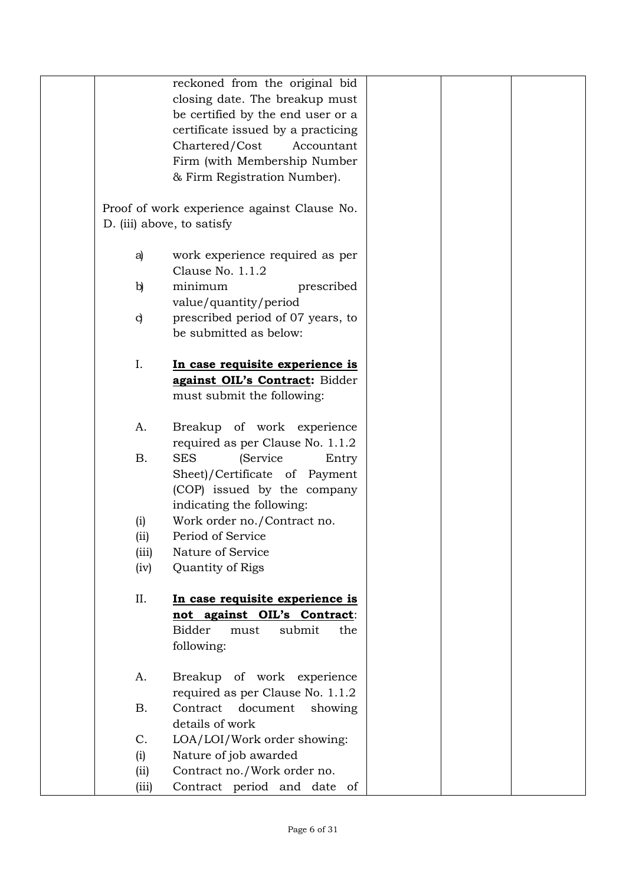| | | | | |
|---|---|---|---|---|
| | reckoned from the original bid closing date. The breakup must be certified by the end user or a certificate issued by a practicing Chartered/Cost Accountant Firm (with Membership Number & Firm Registration Number).<br><br>Proof of work experience against Clause No. D. (iii) above, to satisfy<br><br>a) work experience required as per Clause No. 1.1.2<br>b) minimum prescribed value/quantity/period<br>c) prescribed period of 07 years, to be submitted as below:<br><br>I. **<u>In case requisite experience is against OIL's Contract:</u>** Bidder must submit the following:<br><br>A. Breakup of work experience required as per Clause No. 1.1.2<br>B. SES (Service Entry Sheet)/Certificate of Payment (COP) issued by the company indicating the following:<br>(i) Work order no./Contract no.<br>(ii) Period of Service<br>(iii) Nature of Service<br>(iv) Quantity of Rigs<br><br>II. **<u>In case requisite experience is not against OIL's Contract</u>**: Bidder must submit the following:<br><br>A. Breakup of work experience required as per Clause No. 1.1.2<br>B. Contract document showing details of work<br>C. LOA/LOI/Work order showing:<br>(i) Nature of job awarded<br>(ii) Contract no./Work order no.<br>(iii) Contract period and date of | | | |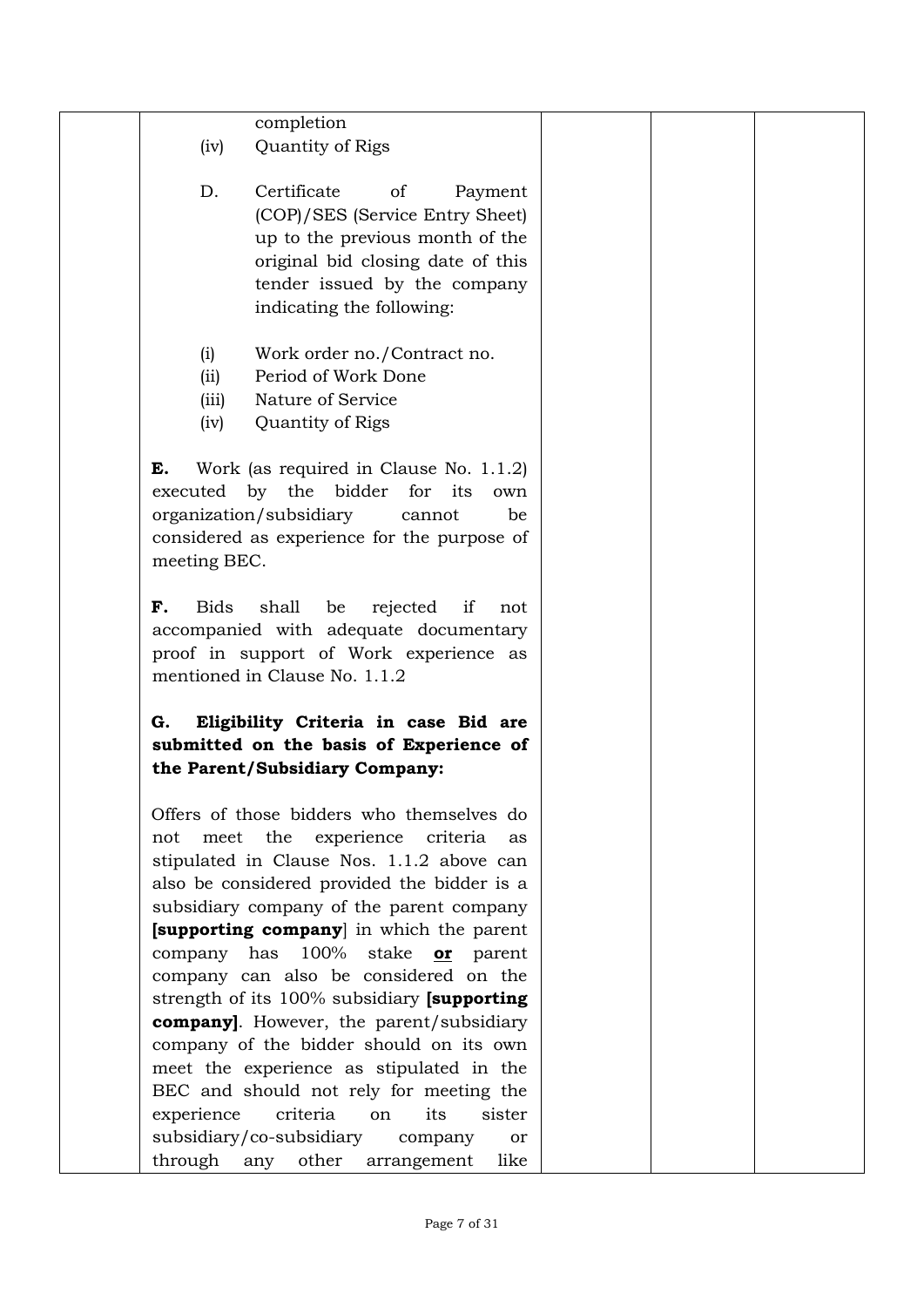| | | | | |
|---|---|---|---|---|
| | completion<br>(iv) Quantity of Rigs<br><br>D. Certificate of Payment (COP)/SES (Service Entry Sheet) up to the previous month of the original bid closing date of this tender issued by the company indicating the following:<br><br>(i) Work order no./Contract no.<br>(ii) Period of Work Done<br>(iii) Nature of Service<br>(iv) Quantity of Rigs<br><br>**E.** Work (as required in Clause No. 1.1.2) executed by the bidder for its own organization/subsidiary cannot be considered as experience for the purpose of meeting BEC.<br><br>**F.** Bids shall be rejected if not accompanied with adequate documentary proof in support of Work experience as mentioned in Clause No. 1.1.2<br><br>**G. Eligibility Criteria in case Bid are submitted on the basis of Experience of the Parent/Subsidiary Company:**<br><br>Offers of those bidders who themselves do not meet the experience criteria as stipulated in Clause Nos. 1.1.2 above can also be considered provided the bidder is a subsidiary company of the parent company **[supporting company**] in which the parent company has 100% stake **or** parent company can also be considered on the strength of its 100% subsidiary **[supporting company]**. However, the parent/subsidiary company of the bidder should on its own meet the experience as stipulated in the BEC and should not rely for meeting the experience criteria on its sister subsidiary/co-subsidiary company or through any other arrangement like | | | |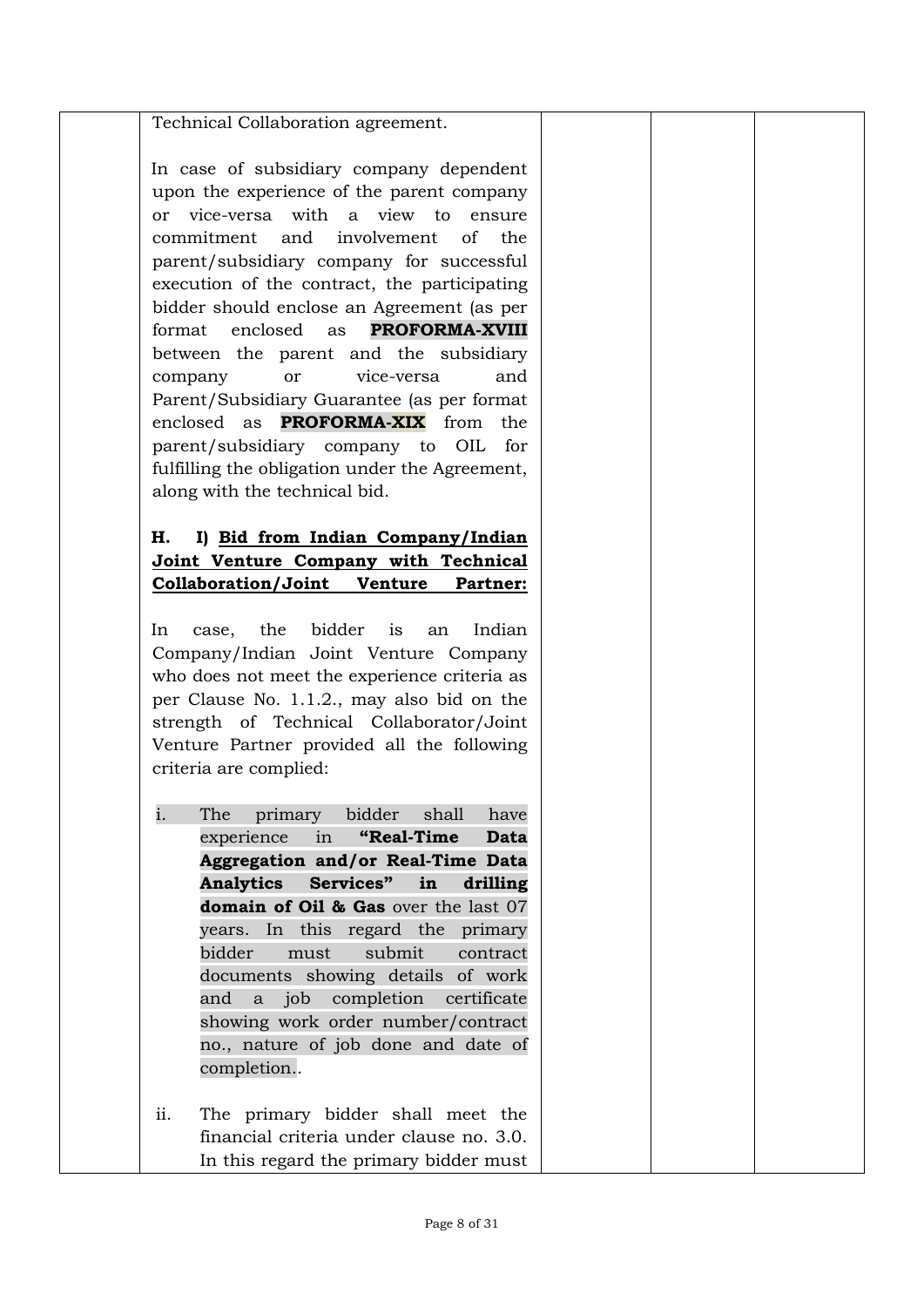| | | | | |
|---|---|---|---|---|
| | Technical Collaboration agreement.<br><br>In case of subsidiary company dependent upon the experience of the parent company or vice-versa with a view to ensure commitment and involvement of the parent/subsidiary company for successful execution of the contract, the participating bidder should enclose an Agreement (as per format enclosed as **PROFORMA-XVIII** between the parent and the subsidiary company or vice-versa and Parent/Subsidiary Guarantee (as per format enclosed as **PROFORMA-XIX** from the parent/subsidiary company to OIL for fulfilling the obligation under the Agreement, along with the technical bid.<br><br>**H. I) <u>Bid from Indian Company/Indian Joint Venture Company with Technical Collaboration/Joint Venture Partner:</u>**<br><br>In case, the bidder is an Indian Company/Indian Joint Venture Company who does not meet the experience criteria as per Clause No. 1.1.2., may also bid on the strength of Technical Collaborator/Joint Venture Partner provided all the following criteria are complied:<br><br>i. The primary bidder shall have experience in **"Real-Time Data Aggregation and/or Real-Time Data Analytics Services" in drilling domain of Oil & Gas** over the last 07 years. In this regard the primary bidder must submit contract documents showing details of work and a job completion certificate showing work order number/contract no., nature of job done and date of completion..<br><br>ii. The primary bidder shall meet the financial criteria under clause no. 3.0. In this regard the primary bidder must | | | |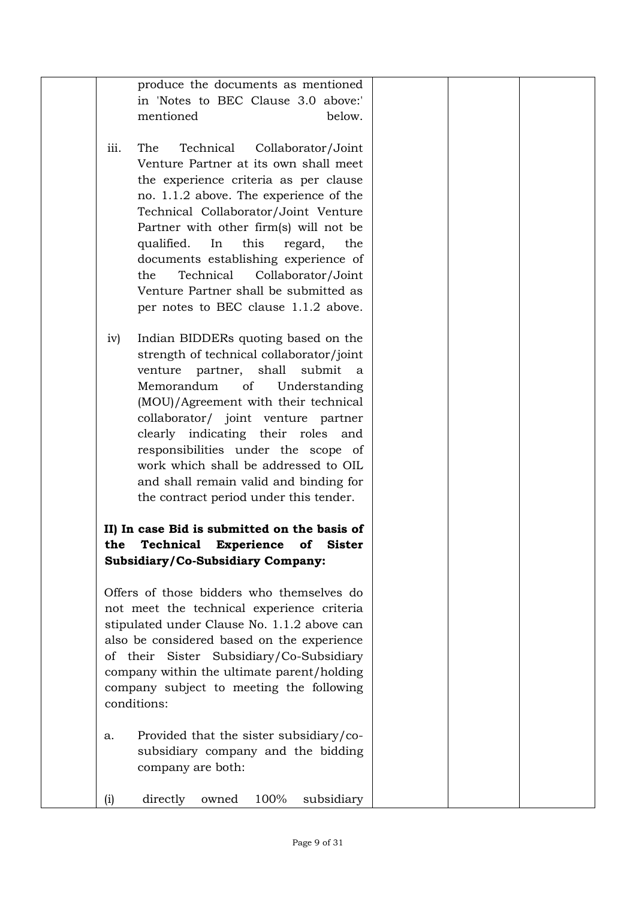| | | | | |
|---|---|---|---|---|
| | produce the documents as mentioned in 'Notes to BEC Clause 3.0 above:' mentioned below.<br><br>iii. The Technical Collaborator/Joint Venture Partner at its own shall meet the experience criteria as per clause no. 1.1.2 above. The experience of the Technical Collaborator/Joint Venture Partner with other firm(s) will not be qualified. In this regard, the documents establishing experience of the Technical Collaborator/Joint Venture Partner shall be submitted as per notes to BEC clause 1.1.2 above.<br><br>iv) Indian BIDDERs quoting based on the strength of technical collaborator/joint venture partner, shall submit a Memorandum of Understanding (MOU)/Agreement with their technical collaborator/ joint venture partner clearly indicating their roles and responsibilities under the scope of work which shall be addressed to OIL and shall remain valid and binding for the contract period under this tender.<br><br>**II) In case Bid is submitted on the basis of the Technical Experience of Sister Subsidiary/Co-Subsidiary Company:**<br><br>Offers of those bidders who themselves do not meet the technical experience criteria stipulated under Clause No. 1.1.2 above can also be considered based on the experience of their Sister Subsidiary/Co-Subsidiary company within the ultimate parent/holding company subject to meeting the following conditions:<br><br>a. Provided that the sister subsidiary/co-subsidiary company and the bidding company are both:<br><br>(i) directly owned 100% subsidiary | | | |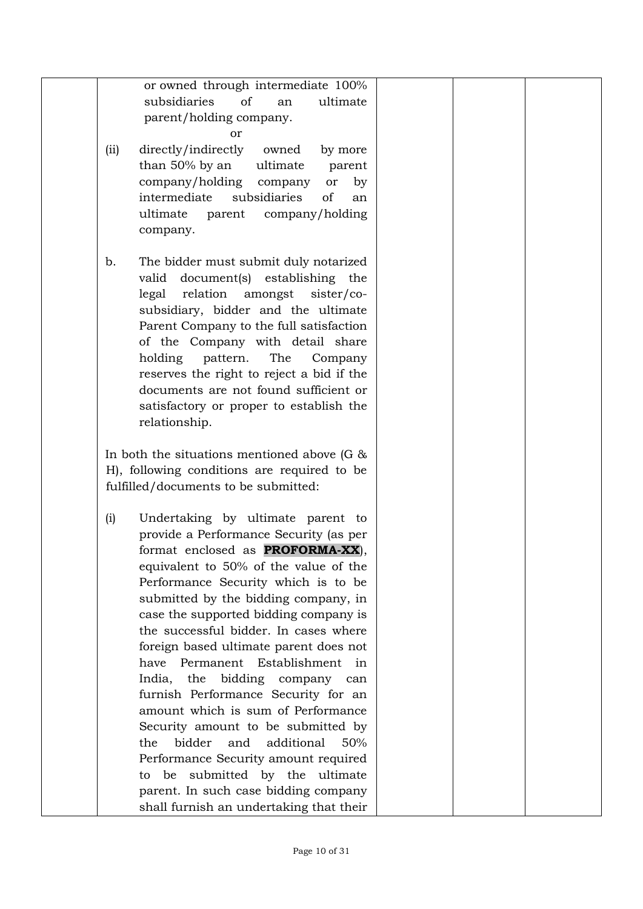| | | | | |
|---|---|---|---|---|
| | or owned through intermediate 100% subsidiaries of an ultimate parent/holding company.<br><br>or<br><br>(ii) directly/indirectly owned by more than 50% by an ultimate parent company/holding company or by intermediate subsidiaries of an ultimate parent company/holding company.<br><br>b. The bidder must submit duly notarized valid document(s) establishing the legal relation amongst sister/co-subsidiary, bidder and the ultimate Parent Company to the full satisfaction of the Company with detail share holding pattern. The Company reserves the right to reject a bid if the documents are not found sufficient or satisfactory or proper to establish the relationship.<br><br>In both the situations mentioned above (G & H), following conditions are required to be fulfilled/documents to be submitted:<br><br>(i) Undertaking by ultimate parent to provide a Performance Security (as per format enclosed as **PROFORMA-XX**), equivalent to 50% of the value of the Performance Security which is to be submitted by the bidding company, in case the supported bidding company is the successful bidder. In cases where foreign based ultimate parent does not have Permanent Establishment in India, the bidding company can furnish Performance Security for an amount which is sum of Performance Security amount to be submitted by the bidder and additional 50% Performance Security amount required to be submitted by the ultimate parent. In such case bidding company shall furnish an undertaking that their | | | |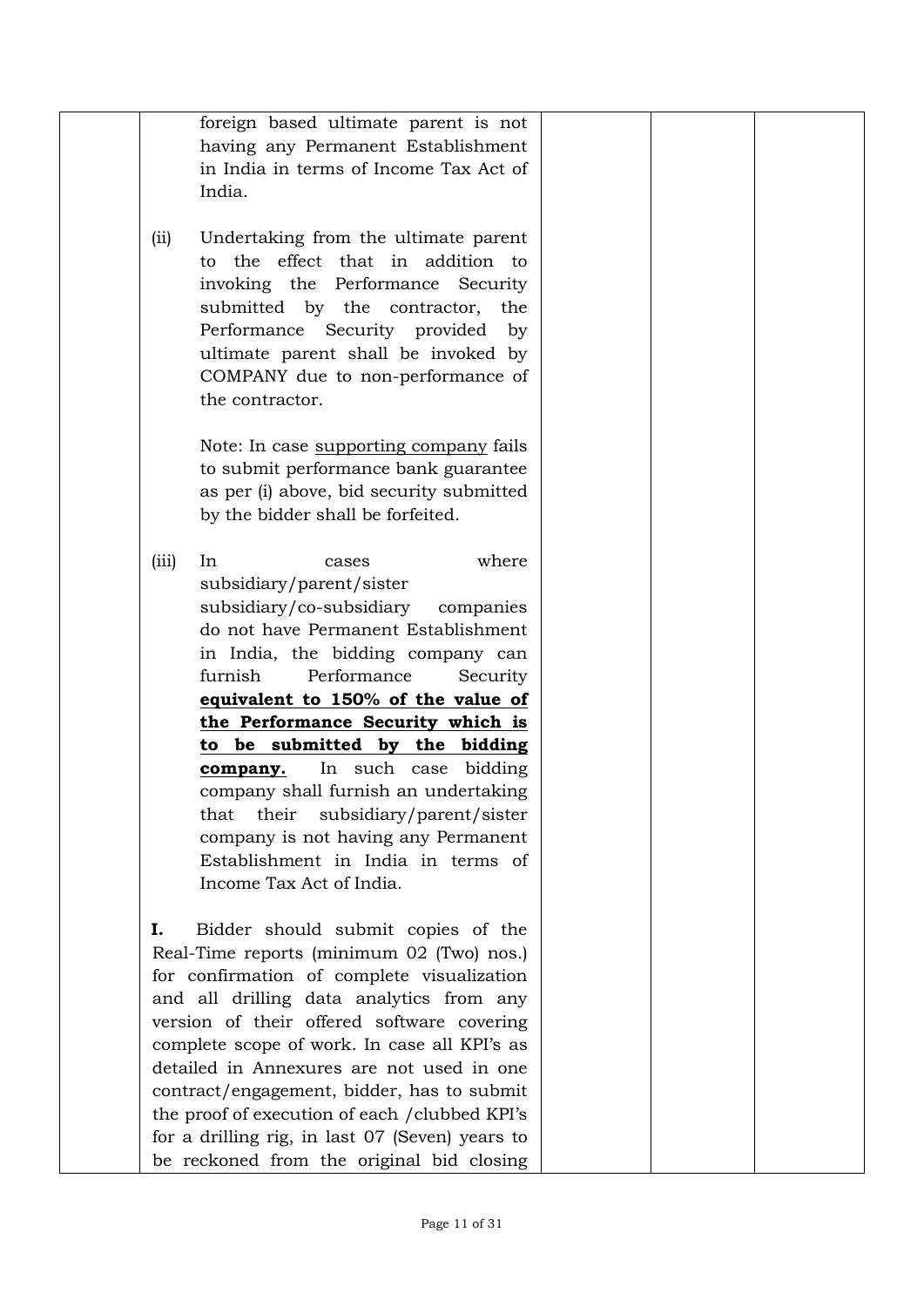| | | | | |
|---|---|---|---|---|
| | foreign based ultimate parent is not having any Permanent Establishment in India in terms of Income Tax Act of India.<br><br>(ii) Undertaking from the ultimate parent to the effect that in addition to invoking the Performance Security submitted by the contractor, the Performance Security provided by ultimate parent shall be invoked by COMPANY due to non-performance of the contractor.<br><br>Note: In case <u>supporting company</u> fails to submit performance bank guarantee as per (i) above, bid security submitted by the bidder shall be forfeited.<br><br>(iii) In cases where subsidiary/parent/sister subsidiary/co-subsidiary companies do not have Permanent Establishment in India, the bidding company can furnish Performance Security **<u>equivalent to 150% of the value of the Performance Security which is to be submitted by the bidding company.</u>** In such case bidding company shall furnish an undertaking that their subsidiary/parent/sister company is not having any Permanent Establishment in India in terms of Income Tax Act of India.<br><br>**I.** Bidder should submit copies of the Real-Time reports (minimum 02 (Two) nos.) for confirmation of complete visualization and all drilling data analytics from any version of their offered software covering complete scope of work. In case all KPI's as detailed in Annexures are not used in one contract/engagement, bidder, has to submit the proof of execution of each /clubbed KPI's for a drilling rig, in last 07 (Seven) years to be reckoned from the original bid closing | | | |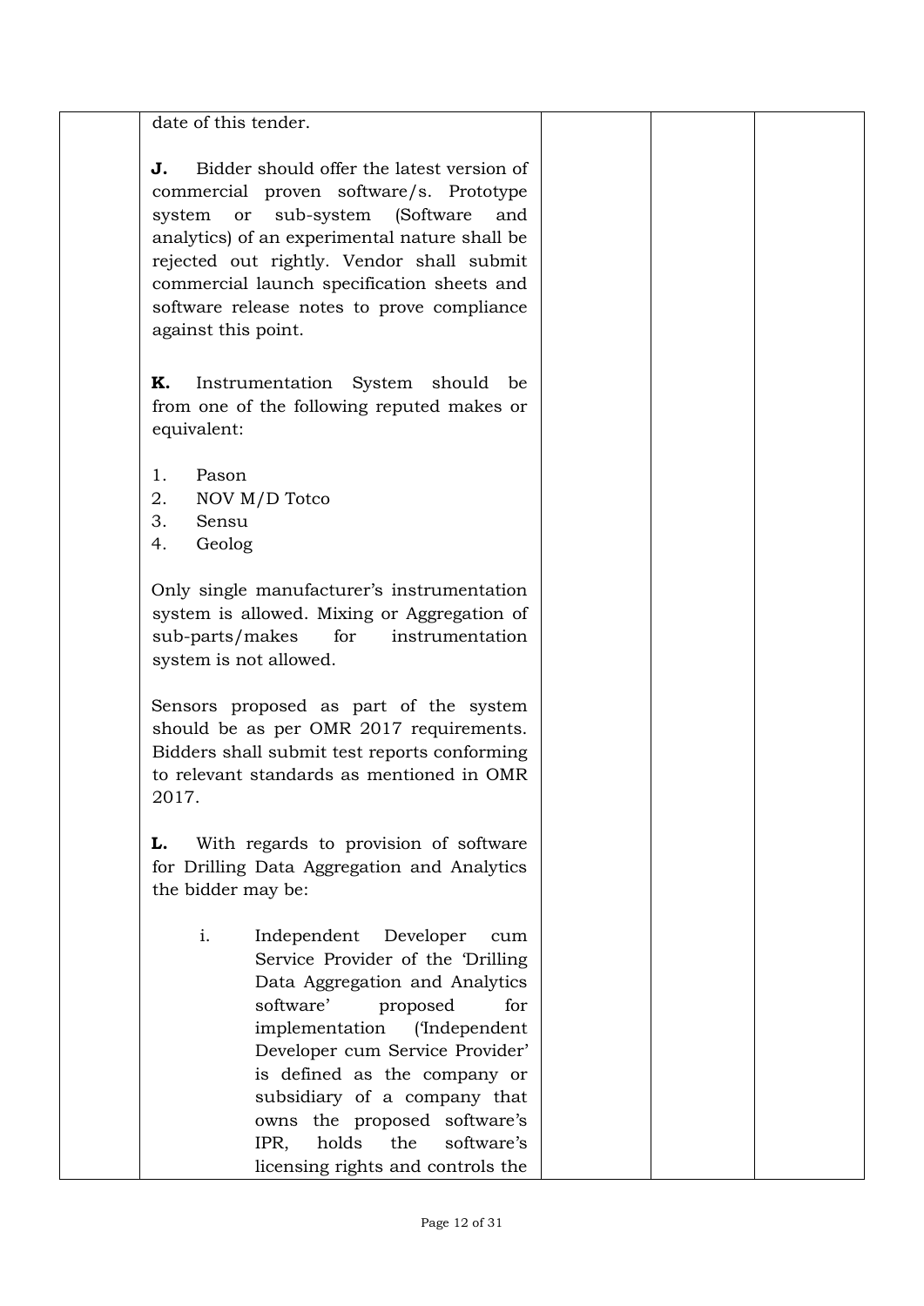| | | | | |
|---|---|---|---|---|
| | date of this tender.<br><br>**J.** Bidder should offer the latest version of commercial proven software/s. Prototype system or sub-system (Software and analytics) of an experimental nature shall be rejected out rightly. Vendor shall submit commercial launch specification sheets and software release notes to prove compliance against this point.<br><br>**K.** Instrumentation System should be from one of the following reputed makes or equivalent:<br><br>1. Pason<br>2. NOV M/D Totco<br>3. Sensu<br>4. Geolog<br><br>Only single manufacturer's instrumentation system is allowed. Mixing or Aggregation of sub-parts/makes for instrumentation system is not allowed.<br><br>Sensors proposed as part of the system should be as per OMR 2017 requirements. Bidders shall submit test reports conforming to relevant standards as mentioned in OMR 2017.<br><br>**L.** With regards to provision of software for Drilling Data Aggregation and Analytics the bidder may be:<br><br>i. Independent Developer cum Service Provider of the 'Drilling Data Aggregation and Analytics software' proposed for implementation ('Independent Developer cum Service Provider' is defined as the company or subsidiary of a company that owns the proposed software's IPR, holds the software's licensing rights and controls the | | | |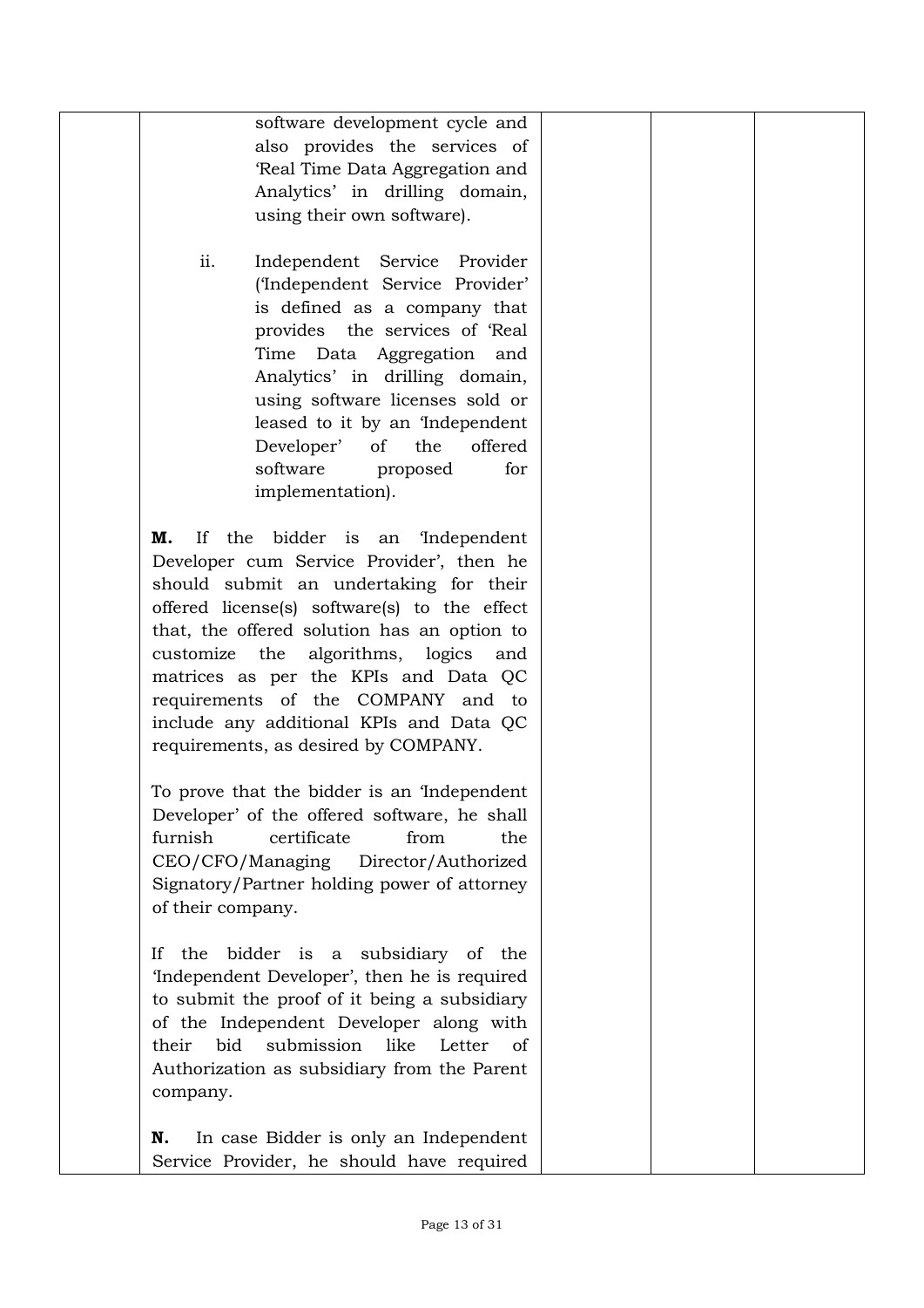| | | | | |
|---|---|---|---|---|
| | software development cycle and also provides the services of 'Real Time Data Aggregation and Analytics' in drilling domain, using their own software).<br><br>ii. Independent Service Provider ('Independent Service Provider' is defined as a company that provides the services of 'Real Time Data Aggregation and Analytics' in drilling domain, using software licenses sold or leased to it by an 'Independent Developer' of the offered software proposed for implementation).<br><br>**M.** If the bidder is an 'Independent Developer cum Service Provider', then he should submit an undertaking for their offered license(s) software(s) to the effect that, the offered solution has an option to customize the algorithms, logics and matrices as per the KPIs and Data QC requirements of the COMPANY and to include any additional KPIs and Data QC requirements, as desired by COMPANY.<br><br>To prove that the bidder is an 'Independent Developer' of the offered software, he shall furnish certificate from the CEO/CFO/Managing Director/Authorized Signatory/Partner holding power of attorney of their company.<br><br>If the bidder is a subsidiary of the 'Independent Developer', then he is required to submit the proof of it being a subsidiary of the Independent Developer along with their bid submission like Letter of Authorization as subsidiary from the Parent company.<br><br>**N.** In case Bidder is only an Independent Service Provider, he should have required | | | |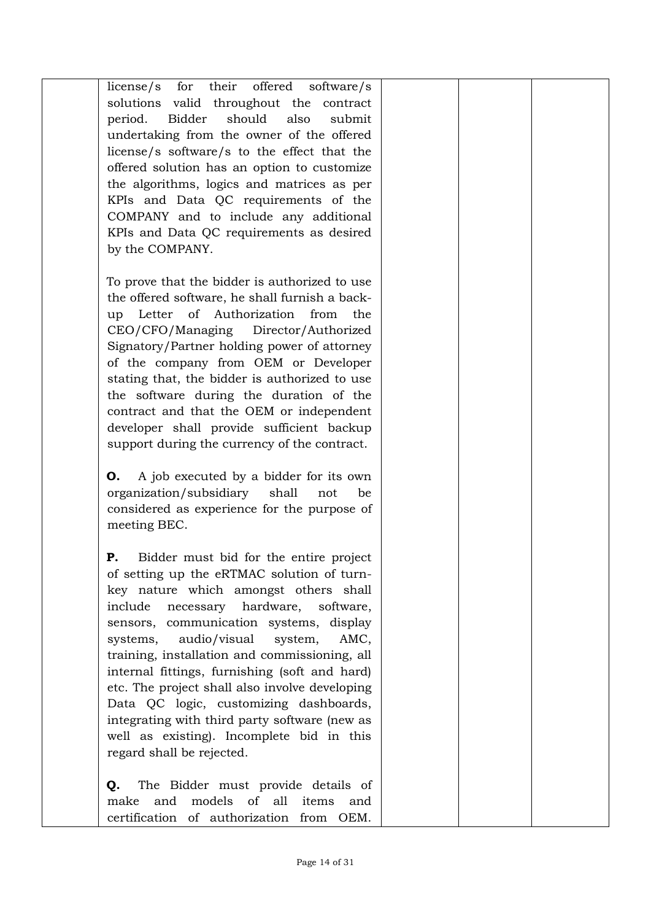| | | | | |
|---|---|---|---|---|
| | license/s for their offered software/s solutions valid throughout the contract period. Bidder should also submit undertaking from the owner of the offered license/s software/s to the effect that the offered solution has an option to customize the algorithms, logics and matrices as per KPIs and Data QC requirements of the COMPANY and to include any additional KPIs and Data QC requirements as desired by the COMPANY.<br><br>To prove that the bidder is authorized to use the offered software, he shall furnish a back-up Letter of Authorization from the CEO/CFO/Managing Director/Authorized Signatory/Partner holding power of attorney of the company from OEM or Developer stating that, the bidder is authorized to use the software during the duration of the contract and that the OEM or independent developer shall provide sufficient backup support during the currency of the contract.<br><br>**O.** A job executed by a bidder for its own organization/subsidiary shall not be considered as experience for the purpose of meeting BEC.<br><br>**P.** Bidder must bid for the entire project of setting up the eRTMAC solution of turn-key nature which amongst others shall include necessary hardware, software, sensors, communication systems, display systems, audio/visual system, AMC, training, installation and commissioning, all internal fittings, furnishing (soft and hard) etc. The project shall also involve developing Data QC logic, customizing dashboards, integrating with third party software (new as well as existing). Incomplete bid in this regard shall be rejected.<br><br>**Q.** The Bidder must provide details of make and models of all items and certification of authorization from OEM. | | | |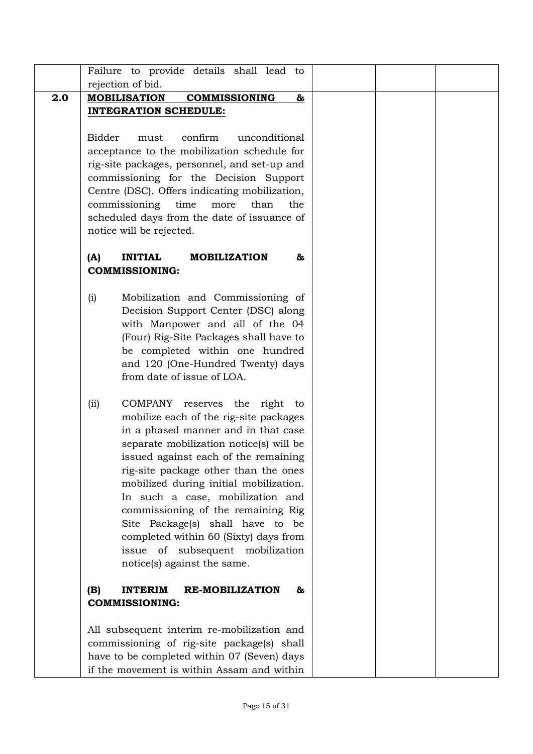|  |  |  |  |  |
|---|---|---|---|---|
|  | Failure to provide details shall lead to rejection of bid. |  |  |  |
| **2.0** | **<u>MOBILISATION COMMISSIONING & INTEGRATION SCHEDULE:</u>**<br><br>Bidder must confirm unconditional acceptance to the mobilization schedule for rig-site packages, personnel, and set-up and commissioning for the Decision Support Centre (DSC). Offers indicating mobilization, commissioning time more than the scheduled days from the date of issuance of notice will be rejected.<br><br>**(A) INITIAL MOBILIZATION & COMMISSIONING:**<br><br>(i) Mobilization and Commissioning of Decision Support Center (DSC) along with Manpower and all of the 04 (Four) Rig-Site Packages shall have to be completed within one hundred and 120 (One-Hundred Twenty) days from date of issue of LOA.<br><br>(ii) COMPANY reserves the right to mobilize each of the rig-site packages in a phased manner and in that case separate mobilization notice(s) will be issued against each of the remaining rig-site package other than the ones mobilized during initial mobilization. In such a case, mobilization and commissioning of the remaining Rig Site Package(s) shall have to be completed within 60 (Sixty) days from issue of subsequent mobilization notice(s) against the same.<br><br>**(B) INTERIM RE-MOBILIZATION & COMMISSIONING:**<br><br>All subsequent interim re-mobilization and commissioning of rig-site package(s) shall have to be completed within 07 (Seven) days if the movement is within Assam and within |  |  |  |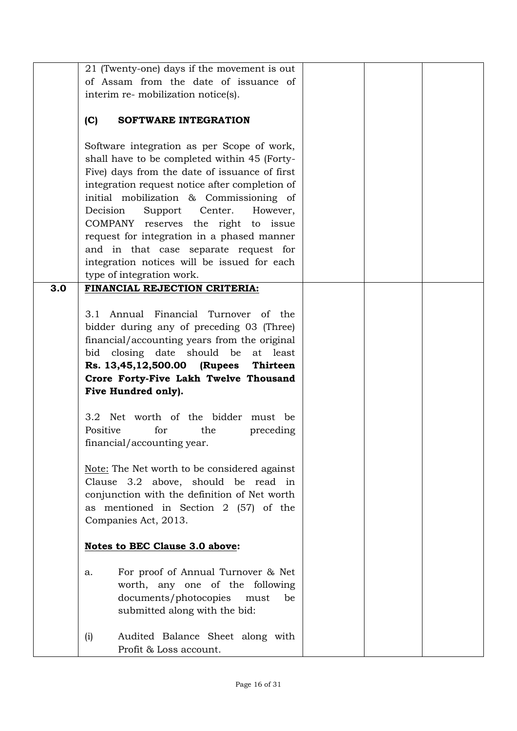| | | | | |
|---|---|---|---|---|
| | 21 (Twenty-one) days if the movement is out of Assam from the date of issuance of interim re- mobilization notice(s).<br><br>**(C) SOFTWARE INTEGRATION**<br><br>Software integration as per Scope of work, shall have to be completed within 45 (Forty-Five) days from the date of issuance of first integration request notice after completion of initial mobilization & Commissioning of Decision Support Center. However, COMPANY reserves the right to issue request for integration in a phased manner and in that case separate request for integration notices will be issued for each type of integration work. | | | |
| **3.0** | **<u>FINANCIAL REJECTION CRITERIA:</u>**<br><br>3.1 Annual Financial Turnover of the bidder during any of preceding 03 (Three) financial/accounting years from the original bid closing date should be at least **Rs. 13,45,12,500.00 (Rupees Thirteen Crore Forty-Five Lakh Twelve Thousand Five Hundred only).**<br><br>3.2 Net worth of the bidder must be Positive for the preceding financial/accounting year.<br><br><u>Note:</u> The Net worth to be considered against Clause 3.2 above, should be read in conjunction with the definition of Net worth as mentioned in Section 2 (57) of the Companies Act, 2013.<br><br>**<u>Notes to BEC Clause 3.0 above</u>:**<br><br>a. For proof of Annual Turnover & Net worth, any one of the following documents/photocopies must be submitted along with the bid:<br><br>(i) Audited Balance Sheet along with Profit & Loss account. | | | |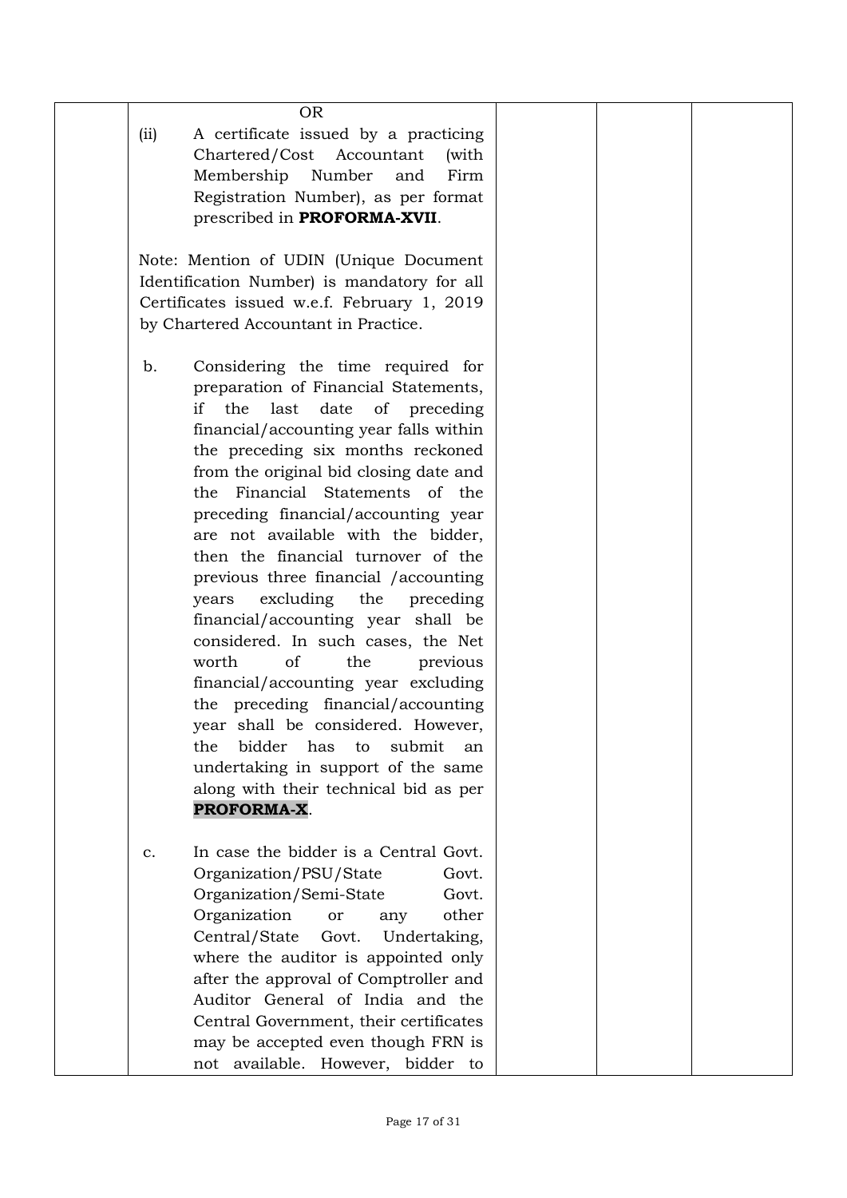| | OR<br>(ii) A certificate issued by a practicing Chartered/Cost Accountant (with Membership Number and Firm Registration Number), as per format prescribed in **PROFORMA-XVII**.<br><br>Note: Mention of UDIN (Unique Document Identification Number) is mandatory for all Certificates issued w.e.f. February 1, 2019 by Chartered Accountant in Practice.<br><br>b. Considering the time required for preparation of Financial Statements, if the last date of preceding financial/accounting year falls within the preceding six months reckoned from the original bid closing date and the Financial Statements of the preceding financial/accounting year are not available with the bidder, then the financial turnover of the previous three financial /accounting years excluding the preceding financial/accounting year shall be considered. In such cases, the Net worth of the previous financial/accounting year excluding the preceding financial/accounting year shall be considered. However, the bidder has to submit an undertaking in support of the same along with their technical bid as per **PROFORMA-X**.<br><br>c. In case the bidder is a Central Govt. Organization/PSU/State Govt. Organization/Semi-State Govt. Organization or any other Central/State Govt. Undertaking, where the auditor is appointed only after the approval of Comptroller and Auditor General of India and the Central Government, their certificates may be accepted even though FRN is not available. However, bidder to | | | |
|---|---|---|---|---|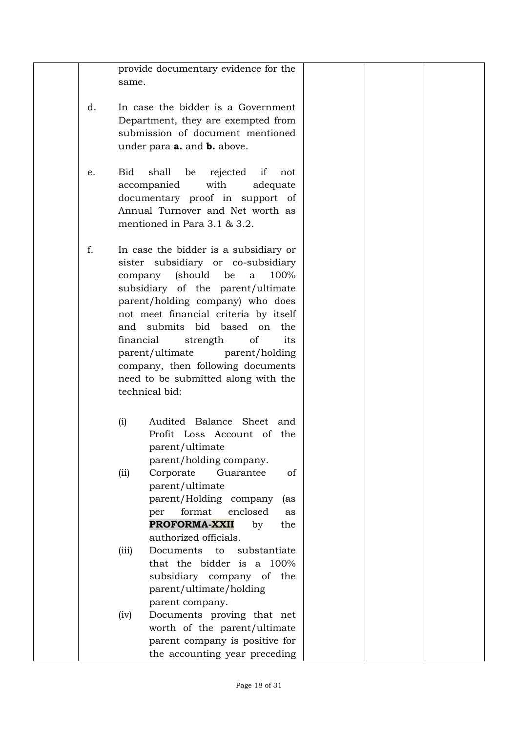| | | | | |
|---|---|---|---|---|
| | provide documentary evidence for the same.<br><br>d. In case the bidder is a Government Department, they are exempted from submission of document mentioned under para **a.** and **b.** above.<br><br>e. Bid shall be rejected if not accompanied with adequate documentary proof in support of Annual Turnover and Net worth as mentioned in Para 3.1 & 3.2.<br><br>f. In case the bidder is a subsidiary or sister subsidiary or co-subsidiary company (should be a 100% subsidiary of the parent/ultimate parent/holding company) who does not meet financial criteria by itself and submits bid based on the financial strength of its parent/ultimate parent/holding company, then following documents need to be submitted along with the technical bid:<br><br>(i) Audited Balance Sheet and Profit Loss Account of the parent/ultimate parent/holding company.<br>(ii) Corporate Guarantee of parent/ultimate parent/Holding company (as per format enclosed as **PROFORMA-XXII** by the authorized officials.<br>(iii) Documents to substantiate that the bidder is a 100% subsidiary company of the parent/ultimate/holding parent company.<br>(iv) Documents proving that net worth of the parent/ultimate parent company is positive for the accounting year preceding | | | |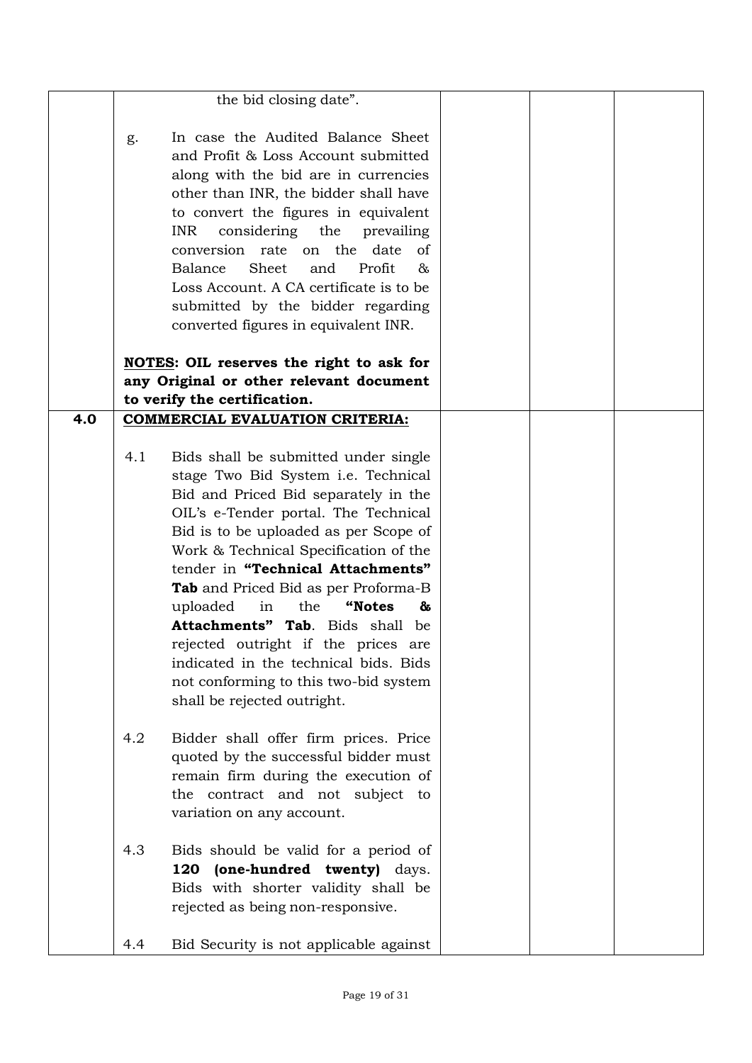| | | | | |
|---|---|---|---|---|
| | the bid closing date".<br><br>g. In case the Audited Balance Sheet and Profit & Loss Account submitted along with the bid are in currencies other than INR, the bidder shall have to convert the figures in equivalent INR considering the prevailing conversion rate on the date of Balance Sheet and Profit & Loss Account. A CA certificate is to be submitted by the bidder regarding converted figures in equivalent INR.<br><br>**<u>NOTES</u>: OIL reserves the right to ask for any Original or other relevant document to verify the certification.** | | | |
| **4.0** | **<u>COMMERCIAL EVALUATION CRITERIA:</u>**<br><br>4.1 Bids shall be submitted under single stage Two Bid System i.e. Technical Bid and Priced Bid separately in the OIL's e-Tender portal. The Technical Bid is to be uploaded as per Scope of Work & Technical Specification of the tender in **"Technical Attachments" Tab** and Priced Bid as per Proforma-B uploaded in the **"Notes & Attachments" Tab**. Bids shall be rejected outright if the prices are indicated in the technical bids. Bids not conforming to this two-bid system shall be rejected outright.<br><br>4.2 Bidder shall offer firm prices. Price quoted by the successful bidder must remain firm during the execution of the contract and not subject to variation on any account.<br><br>4.3 Bids should be valid for a period of **120 (one-hundred twenty)** days. Bids with shorter validity shall be rejected as being non-responsive.<br><br>4.4 Bid Security is not applicable against | | | |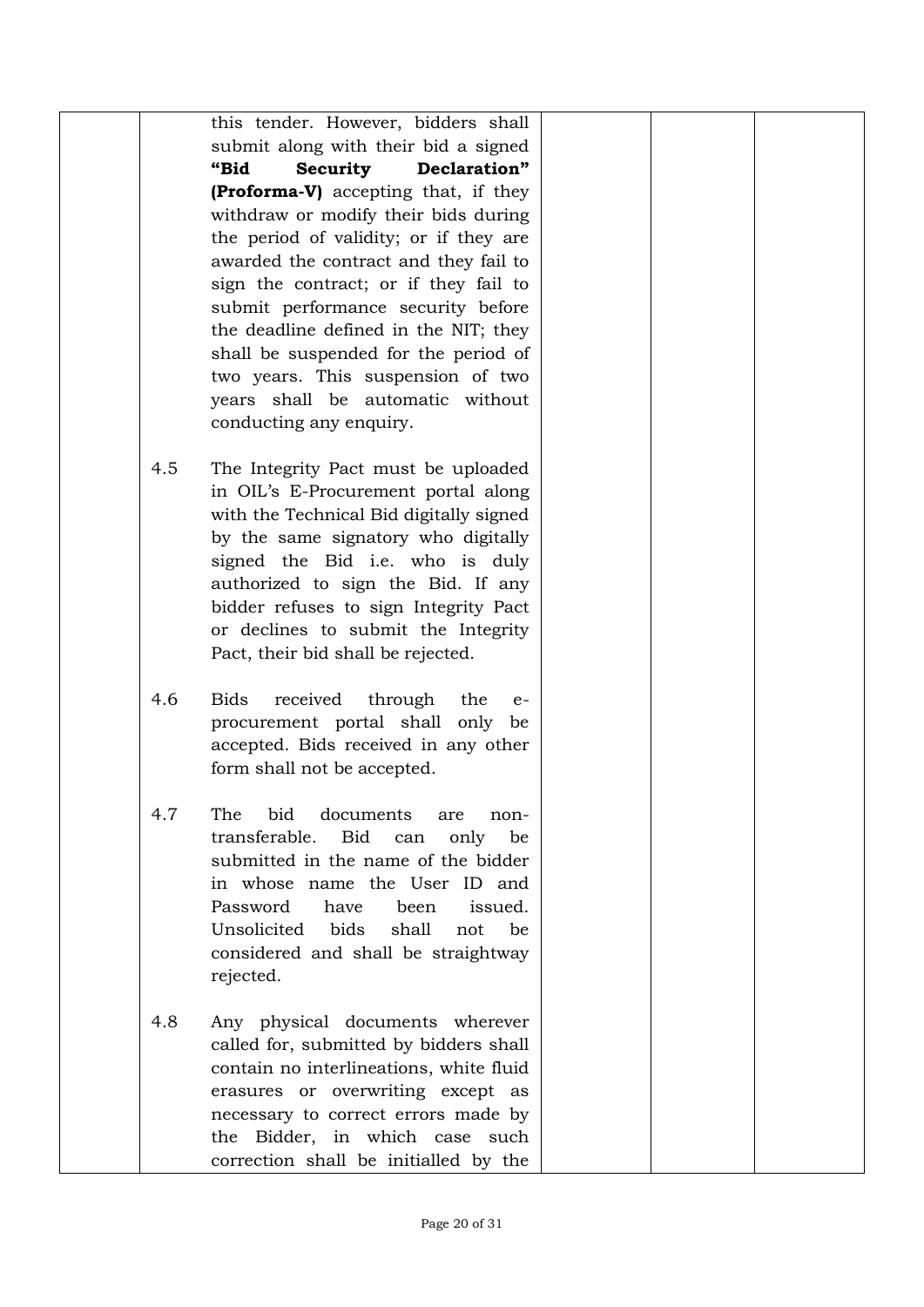| | | | | |
|---|---|---|---|---|
| | | this tender. However, bidders shall submit along with their bid a signed **"Bid Security Declaration" (Proforma-V)** accepting that, if they withdraw or modify their bids during the period of validity; or if they are awarded the contract and they fail to sign the contract; or if they fail to submit performance security before the deadline defined in the NIT; they shall be suspended for the period of two years. This suspension of two years shall be automatic without conducting any enquiry.<br><br>4.5 The Integrity Pact must be uploaded in OIL's E-Procurement portal along with the Technical Bid digitally signed by the same signatory who digitally signed the Bid i.e. who is duly authorized to sign the Bid. If any bidder refuses to sign Integrity Pact or declines to submit the Integrity Pact, their bid shall be rejected.<br><br>4.6 Bids received through the e-procurement portal shall only be accepted. Bids received in any other form shall not be accepted.<br><br>4.7 The bid documents are non-transferable. Bid can only be submitted in the name of the bidder in whose name the User ID and Password have been issued. Unsolicited bids shall not be considered and shall be straightway rejected.<br><br>4.8 Any physical documents wherever called for, submitted by bidders shall contain no interlineations, white fluid erasures or overwriting except as necessary to correct errors made by the Bidder, in which case such correction shall be initialled by the | | | |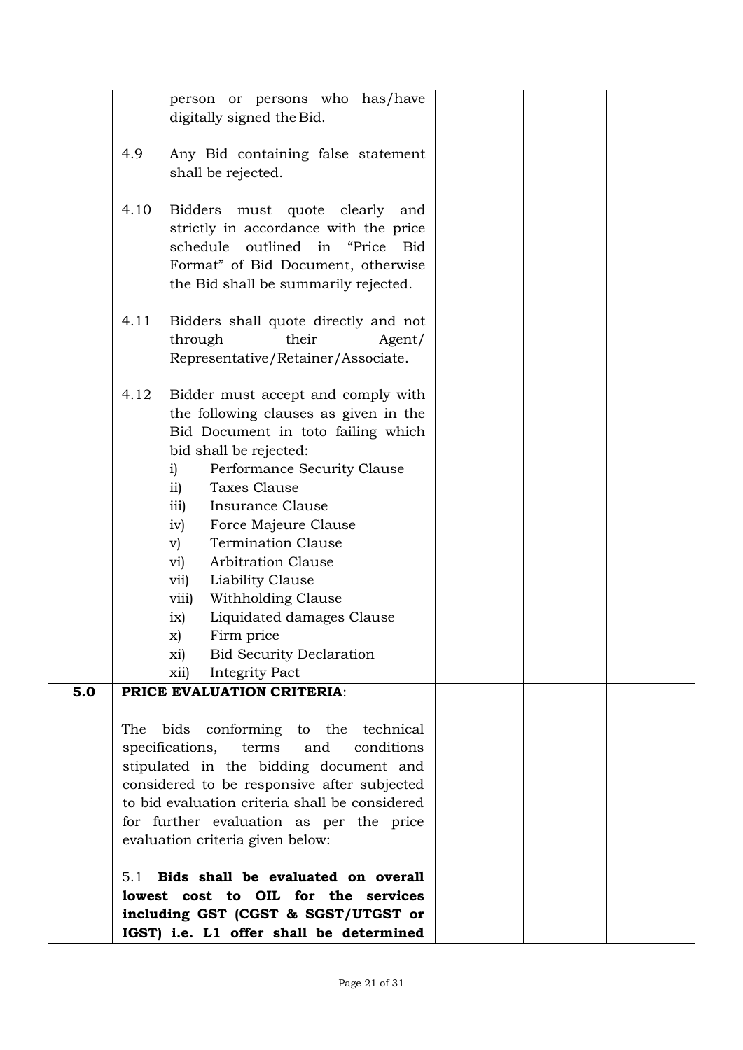| | | | | |
|---|---|---|---|---|
| | person or persons who has/have digitally signed the Bid.<br><br>4.9 Any Bid containing false statement shall be rejected.<br><br>4.10 Bidders must quote clearly and strictly in accordance with the price schedule outlined in "Price Bid Format" of Bid Document, otherwise the Bid shall be summarily rejected.<br><br>4.11 Bidders shall quote directly and not through their Agent/ Representative/Retainer/Associate.<br><br>4.12 Bidder must accept and comply with the following clauses as given in the Bid Document in toto failing which bid shall be rejected:<br>i) Performance Security Clause<br>ii) Taxes Clause<br>iii) Insurance Clause<br>iv) Force Majeure Clause<br>v) Termination Clause<br>vi) Arbitration Clause<br>vii) Liability Clause<br>viii) Withholding Clause<br>ix) Liquidated damages Clause<br>x) Firm price<br>xi) Bid Security Declaration<br>xii) Integrity Pact | | | |
| **5.0** | **PRICE EVALUATION CRITERIA**:<br><br>The bids conforming to the technical specifications, terms and conditions stipulated in the bidding document and considered to be responsive after subjected to bid evaluation criteria shall be considered for further evaluation as per the price evaluation criteria given below:<br><br>5.1 **Bids shall be evaluated on overall lowest cost to OIL for the services including GST (CGST & SGST/UTGST or IGST) i.e. L1 offer shall be determined** | | | |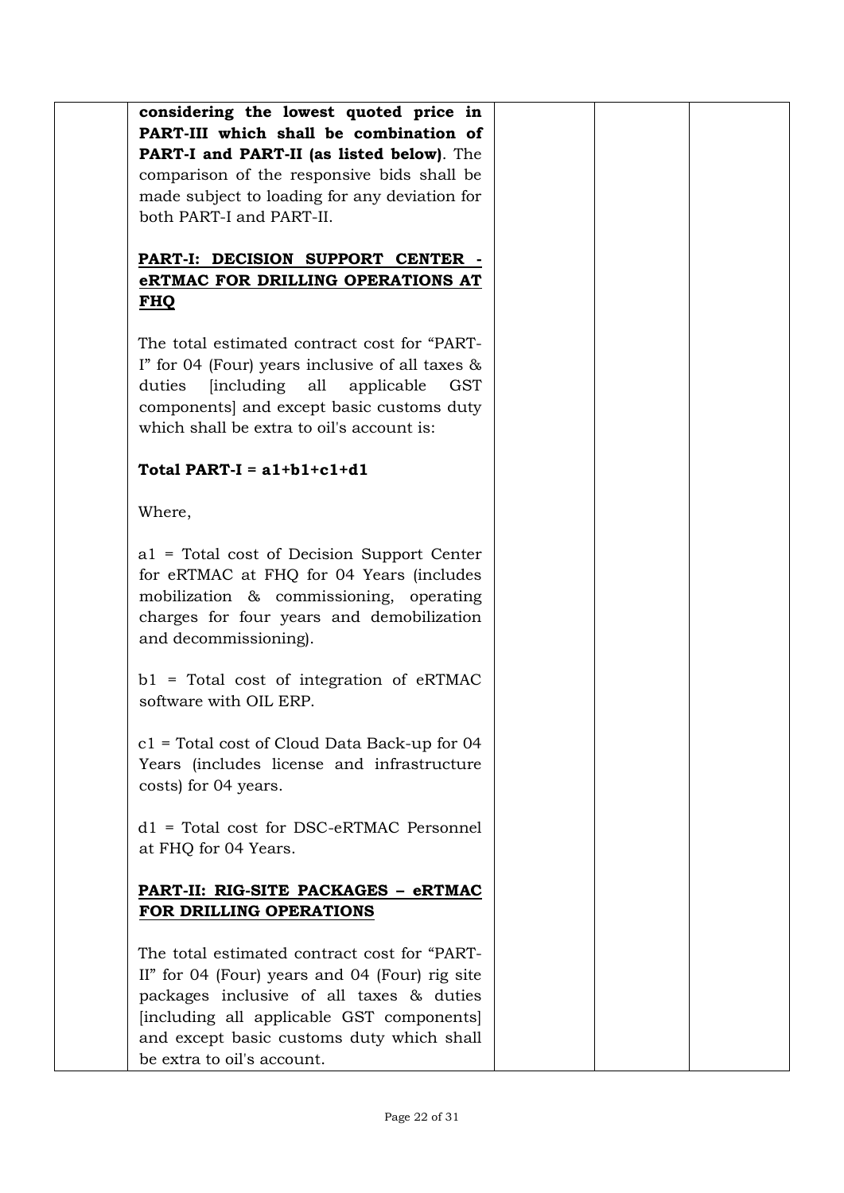| | considering the lowest quoted price in PART-III which shall be combination of PART-I and PART-II (as listed below). The comparison of the responsive bids shall be made subject to loading for any deviation for both PART-I and PART-II.<br><br>**PART-I: DECISION SUPPORT CENTER - eRTMAC FOR DRILLING OPERATIONS AT FHQ**<br><br>The total estimated contract cost for "PART-I" for 04 (Four) years inclusive of all taxes & duties [including all applicable GST components] and except basic customs duty which shall be extra to oil's account is:<br><br>**Total PART-I = a1+b1+c1+d1**<br><br>Where,<br><br>a1 = Total cost of Decision Support Center for eRTMAC at FHQ for 04 Years (includes mobilization & commissioning, operating charges for four years and demobilization and decommissioning).<br><br>b1 = Total cost of integration of eRTMAC software with OIL ERP.<br><br>c1 = Total cost of Cloud Data Back-up for 04 Years (includes license and infrastructure costs) for 04 years.<br><br>d1 = Total cost for DSC-eRTMAC Personnel at FHQ for 04 Years.<br><br>**PART-II: RIG-SITE PACKAGES – eRTMAC FOR DRILLING OPERATIONS**<br><br>The total estimated contract cost for "PART-II" for 04 (Four) years and 04 (Four) rig site packages inclusive of all taxes & duties [including all applicable GST components] and except basic customs duty which shall be extra to oil's account. | | | |
|---|---|---|---|---|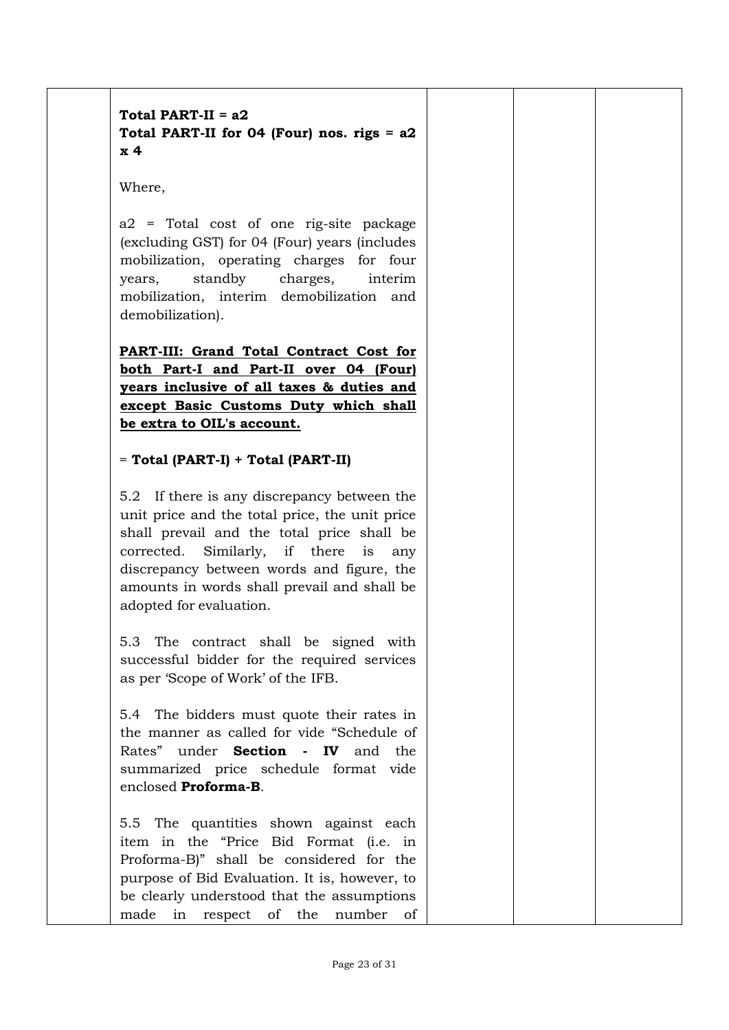| | | | | |
|---|---|---|---|---|
| | **Total PART-II = a2**<br>**Total PART-II for 04 (Four) nos. rigs = a2 x 4**<br><br>Where,<br><br>a2 = Total cost of one rig-site package (excluding GST) for 04 (Four) years (includes mobilization, operating charges for four years, standby charges, interim mobilization, interim demobilization and demobilization).<br><br>**PART-III: Grand Total Contract Cost for both Part-I and Part-II over 04 (Four) years inclusive of all taxes & duties and except Basic Customs Duty which shall be extra to OIL's account.**<br><br>= **Total (PART-I) + Total (PART-II)**<br><br>5.2 If there is any discrepancy between the unit price and the total price, the unit price shall prevail and the total price shall be corrected. Similarly, if there is any discrepancy between words and figure, the amounts in words shall prevail and shall be adopted for evaluation.<br><br>5.3 The contract shall be signed with successful bidder for the required services as per 'Scope of Work' of the IFB.<br><br>5.4 The bidders must quote their rates in the manner as called for vide "Schedule of Rates" under **Section - IV** and the summarized price schedule format vide enclosed **Proforma-B**.<br><br>5.5 The quantities shown against each item in the "Price Bid Format (i.e. in Proforma-B)" shall be considered for the purpose of Bid Evaluation. It is, however, to be clearly understood that the assumptions made in respect of the number of | | | |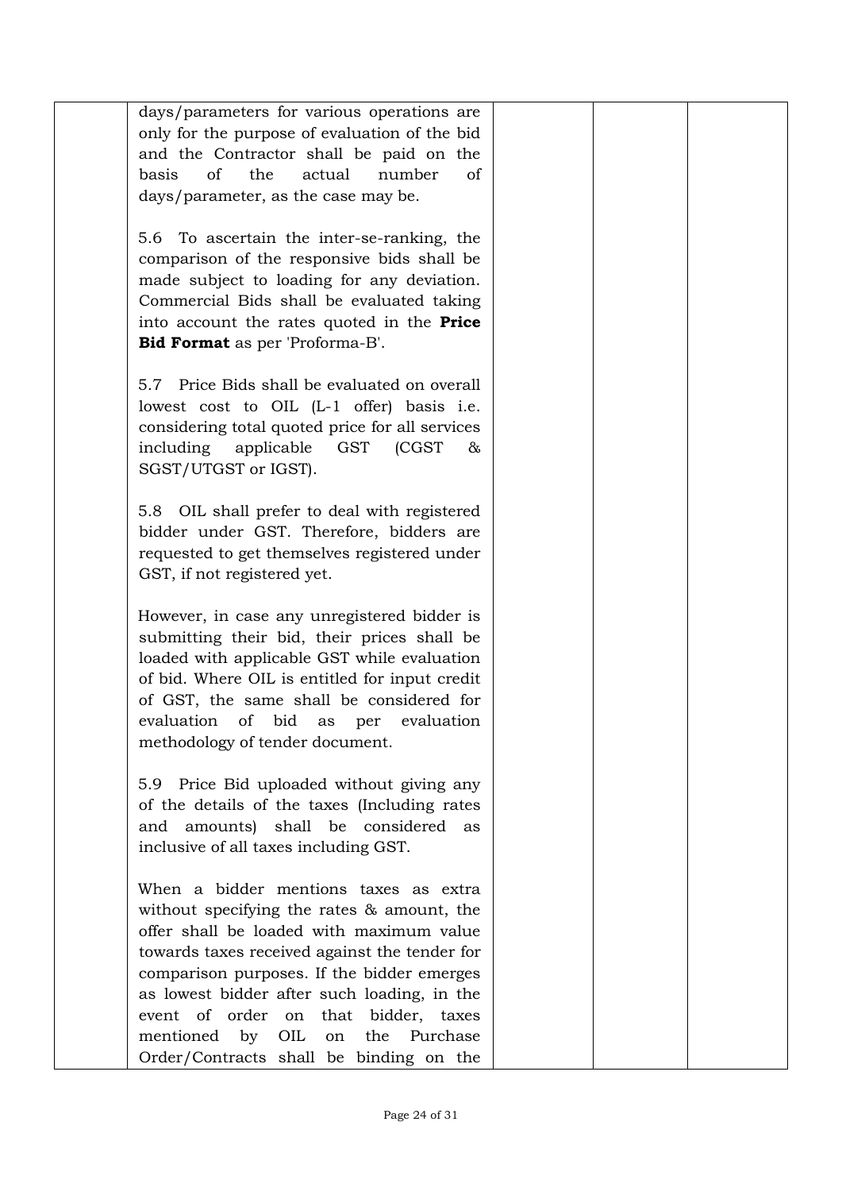| | | | | |
|---|---|---|---|---|
| | days/parameters for various operations are only for the purpose of evaluation of the bid and the Contractor shall be paid on the basis of the actual number of days/parameter, as the case may be.<br><br>5.6 To ascertain the inter-se-ranking, the comparison of the responsive bids shall be made subject to loading for any deviation. Commercial Bids shall be evaluated taking into account the rates quoted in the **Price Bid Format** as per 'Proforma-B'.<br><br>5.7 Price Bids shall be evaluated on overall lowest cost to OIL (L-1 offer) basis i.e. considering total quoted price for all services including applicable GST (CGST & SGST/UTGST or IGST).<br><br>5.8 OIL shall prefer to deal with registered bidder under GST. Therefore, bidders are requested to get themselves registered under GST, if not registered yet.<br><br>However, in case any unregistered bidder is submitting their bid, their prices shall be loaded with applicable GST while evaluation of bid. Where OIL is entitled for input credit of GST, the same shall be considered for evaluation of bid as per evaluation methodology of tender document.<br><br>5.9 Price Bid uploaded without giving any of the details of the taxes (Including rates and amounts) shall be considered as inclusive of all taxes including GST.<br><br>When a bidder mentions taxes as extra without specifying the rates & amount, the offer shall be loaded with maximum value towards taxes received against the tender for comparison purposes. If the bidder emerges as lowest bidder after such loading, in the event of order on that bidder, taxes mentioned by OIL on the Purchase Order/Contracts shall be binding on the | | | |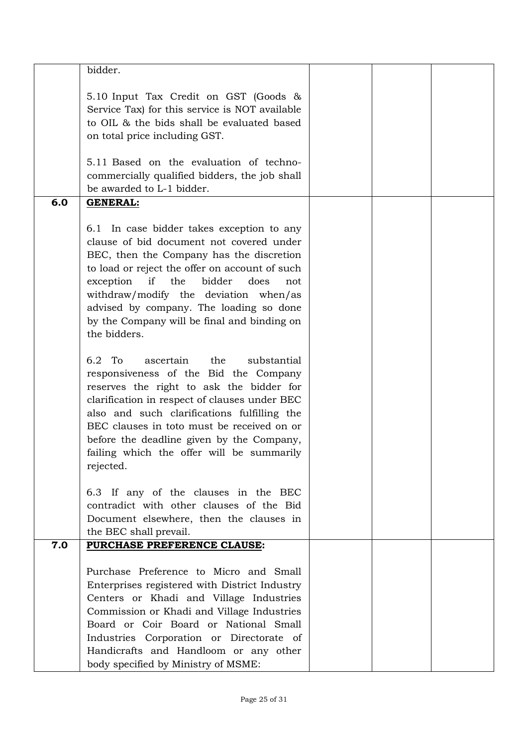| | | | | |
|---|---|---|---|---|
| | bidder.<br><br>5.10 Input Tax Credit on GST (Goods & Service Tax) for this service is NOT available to OIL & the bids shall be evaluated based on total price including GST.<br><br>5.11 Based on the evaluation of techno-commercially qualified bidders, the job shall be awarded to L-1 bidder. | | | |
| **6.0** | **GENERAL:**<br><br>6.1 In case bidder takes exception to any clause of bid document not covered under BEC, then the Company has the discretion to load or reject the offer on account of such exception if the bidder does not withdraw/modify the deviation when/as advised by company. The loading so done by the Company will be final and binding on the bidders.<br><br>6.2 To ascertain the substantial responsiveness of the Bid the Company reserves the right to ask the bidder for clarification in respect of clauses under BEC also and such clarifications fulfilling the BEC clauses in toto must be received on or before the deadline given by the Company, failing which the offer will be summarily rejected.<br><br>6.3 If any of the clauses in the BEC contradict with other clauses of the Bid Document elsewhere, then the clauses in the BEC shall prevail. | | | |
| **7.0** | **PURCHASE PREFERENCE CLAUSE:**<br><br>Purchase Preference to Micro and Small Enterprises registered with District Industry Centers or Khadi and Village Industries Commission or Khadi and Village Industries Board or Coir Board or National Small Industries Corporation or Directorate of Handicrafts and Handloom or any other body specified by Ministry of MSME: | | | |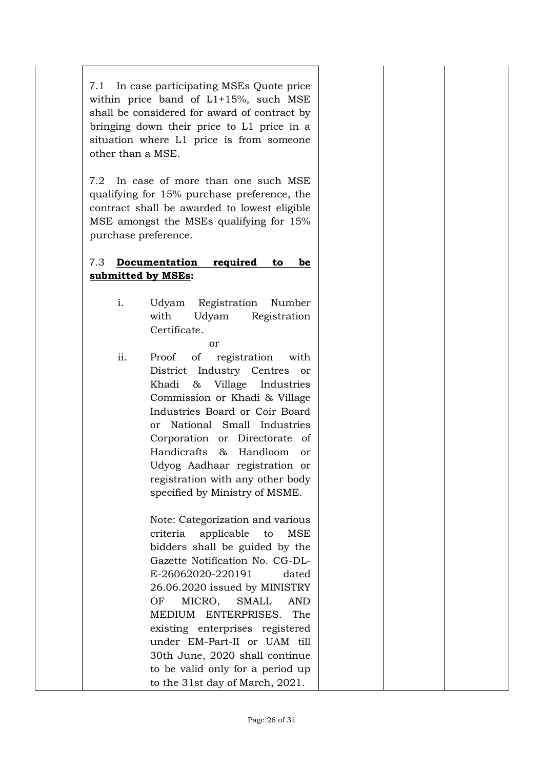7.1 In case participating MSEs Quote price within price band of L1+15%, such MSE shall be considered for award of contract by bringing down their price to L1 price in a situation where L1 price is from someone other than a MSE.

7.2 In case of more than one such MSE qualifying for 15% purchase preference, the contract shall be awarded to lowest eligible MSE amongst the MSEs qualifying for 15% purchase preference.

7.3 **Documentation required to be submitted by MSEs:**

i. Udyam Registration Number with Udyam Registration Certificate.

or

ii. Proof of registration with District Industry Centres or Khadi & Village Industries Commission or Khadi & Village Industries Board or Coir Board or National Small Industries Corporation or Directorate of Handicrafts & Handloom or Udyog Aadhaar registration or registration with any other body specified by Ministry of MSME.

Note: Categorization and various criteria applicable to MSE bidders shall be guided by the Gazette Notification No. CG-DL-E-26062020-220191 dated 26.06.2020 issued by MINISTRY OF MICRO, SMALL AND MEDIUM ENTERPRISES. The existing enterprises registered under EM-Part-II or UAM till 30th June, 2020 shall continue to be valid only for a period up to the 31st day of March, 2021.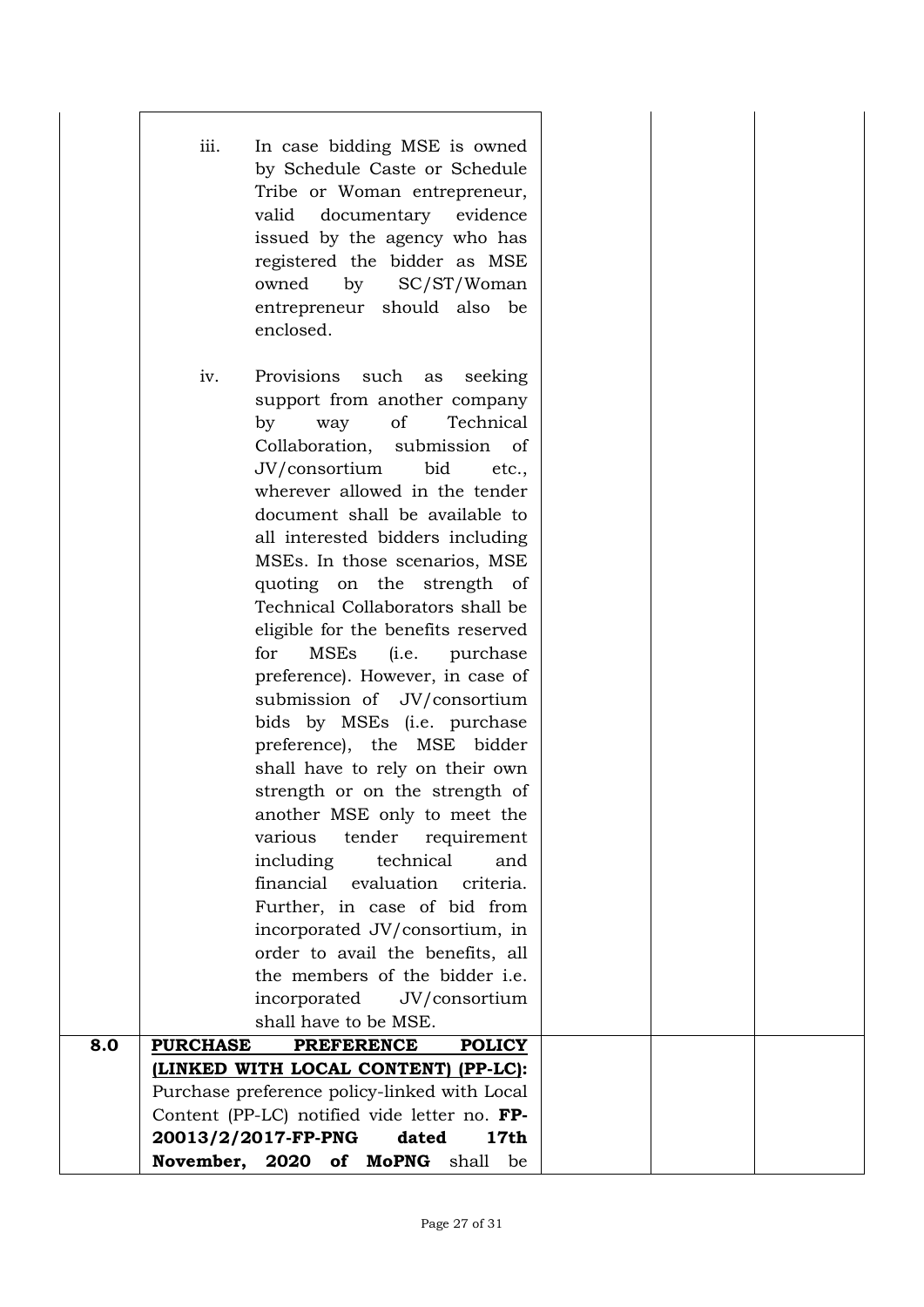| | | | | |
|---|---|---|---|---|
| | iii. In case bidding MSE is owned by Schedule Caste or Schedule Tribe or Woman entrepreneur, valid documentary evidence issued by the agency who has registered the bidder as MSE owned by SC/ST/Woman entrepreneur should also be enclosed.<br><br>iv. Provisions such as seeking support from another company by way of Technical Collaboration, submission of JV/consortium bid etc., wherever allowed in the tender document shall be available to all interested bidders including MSEs. In those scenarios, MSE quoting on the strength of Technical Collaborators shall be eligible for the benefits reserved for MSEs (i.e. purchase preference). However, in case of submission of JV/consortium bids by MSEs (i.e. purchase preference), the MSE bidder shall have to rely on their own strength or on the strength of another MSE only to meet the various tender requirement including technical and financial evaluation criteria. Further, in case of bid from incorporated JV/consortium, in order to avail the benefits, all the members of the bidder i.e. incorporated JV/consortium shall have to be MSE. | | | |
| **8.0** | **PURCHASE PREFERENCE POLICY (LINKED WITH LOCAL CONTENT) (PP-LC):**<br>Purchase preference policy-linked with Local Content (PP-LC) notified vide letter no. **FP-20013/2/2017-FP-PNG dated 17th November, 2020 of MoPNG** shall be | | | |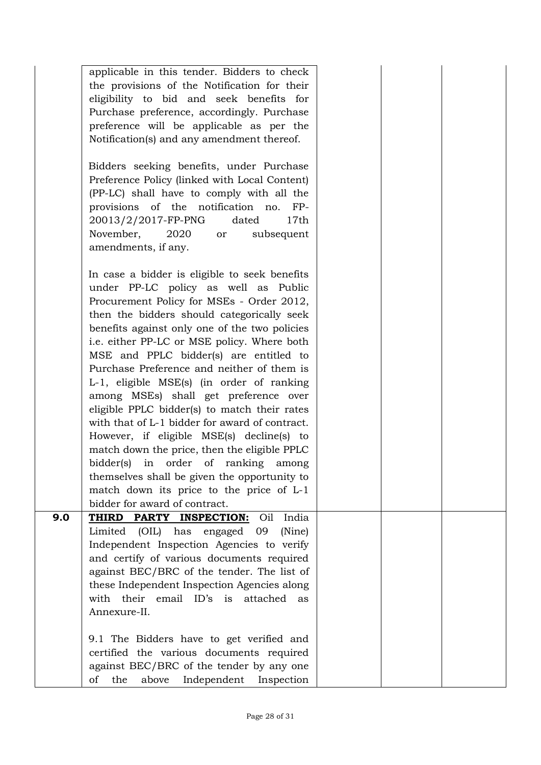| | | | | |
|---|---|---|---|---|
| | applicable in this tender. Bidders to check the provisions of the Notification for their eligibility to bid and seek benefits for Purchase preference, accordingly. Purchase preference will be applicable as per the Notification(s) and any amendment thereof.<br><br>Bidders seeking benefits, under Purchase Preference Policy (linked with Local Content) (PP-LC) shall have to comply with all the provisions of the notification no. FP-20013/2/2017-FP-PNG dated 17th November, 2020 or subsequent amendments, if any.<br><br>In case a bidder is eligible to seek benefits under PP-LC policy as well as Public Procurement Policy for MSEs - Order 2012, then the bidders should categorically seek benefits against only one of the two policies i.e. either PP-LC or MSE policy. Where both MSE and PPLC bidder(s) are entitled to Purchase Preference and neither of them is L-1, eligible MSE(s) (in order of ranking among MSEs) shall get preference over eligible PPLC bidder(s) to match their rates with that of L-1 bidder for award of contract. However, if eligible MSE(s) decline(s) to match down the price, then the eligible PPLC bidder(s) in order of ranking among themselves shall be given the opportunity to match down its price to the price of L-1 bidder for award of contract. | | | |
| **9.0** | **THIRD PARTY INSPECTION:** Oil India Limited (OIL) has engaged 09 (Nine) Independent Inspection Agencies to verify and certify of various documents required against BEC/BRC of the tender. The list of these Independent Inspection Agencies along with their email ID's is attached as Annexure-II.<br><br>9.1 The Bidders have to get verified and certified the various documents required against BEC/BRC of the tender by any one of the above Independent Inspection | | | |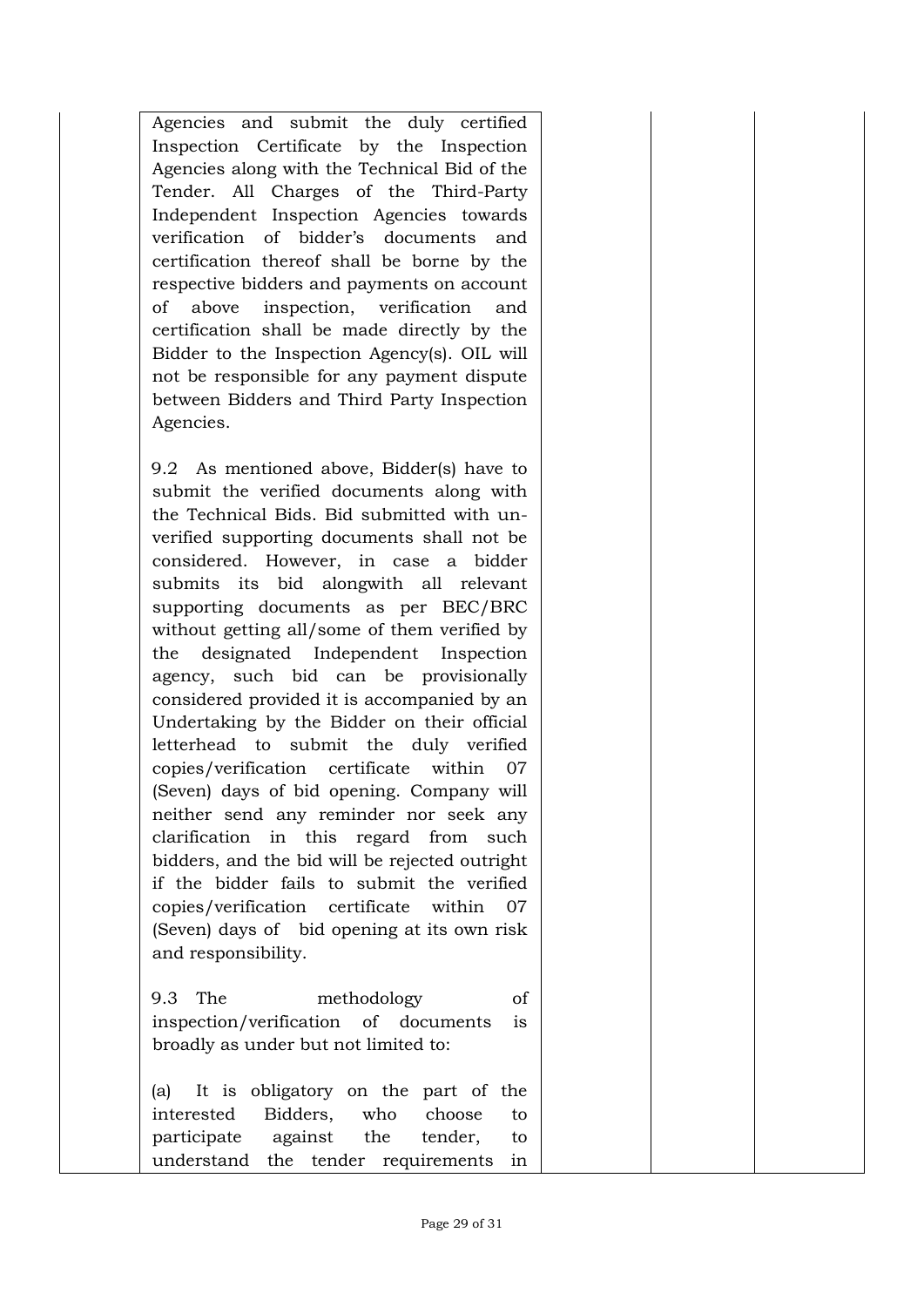| | | | |
|---|---|---|---|
| | Agencies and submit the duly certified Inspection Certificate by the Inspection Agencies along with the Technical Bid of the Tender. All Charges of the Third-Party Independent Inspection Agencies towards verification of bidder's documents and certification thereof shall be borne by the respective bidders and payments on account of above inspection, verification and certification shall be made directly by the Bidder to the Inspection Agency(s). OIL will not be responsible for any payment dispute between Bidders and Third Party Inspection Agencies.<br><br>9.2 As mentioned above, Bidder(s) have to submit the verified documents along with the Technical Bids. Bid submitted with un-verified supporting documents shall not be considered. However, in case a bidder submits its bid alongwith all relevant supporting documents as per BEC/BRC without getting all/some of them verified by the designated Independent Inspection agency, such bid can be provisionally considered provided it is accompanied by an Undertaking by the Bidder on their official letterhead to submit the duly verified copies/verification certificate within 07 (Seven) days of bid opening. Company will neither send any reminder nor seek any clarification in this regard from such bidders, and the bid will be rejected outright if the bidder fails to submit the verified copies/verification certificate within 07 (Seven) days of bid opening at its own risk and responsibility.<br><br>9.3 The methodology of inspection/verification of documents is broadly as under but not limited to:<br><br>(a) It is obligatory on the part of the interested Bidders, who choose to participate against the tender, to understand the tender requirements in | | |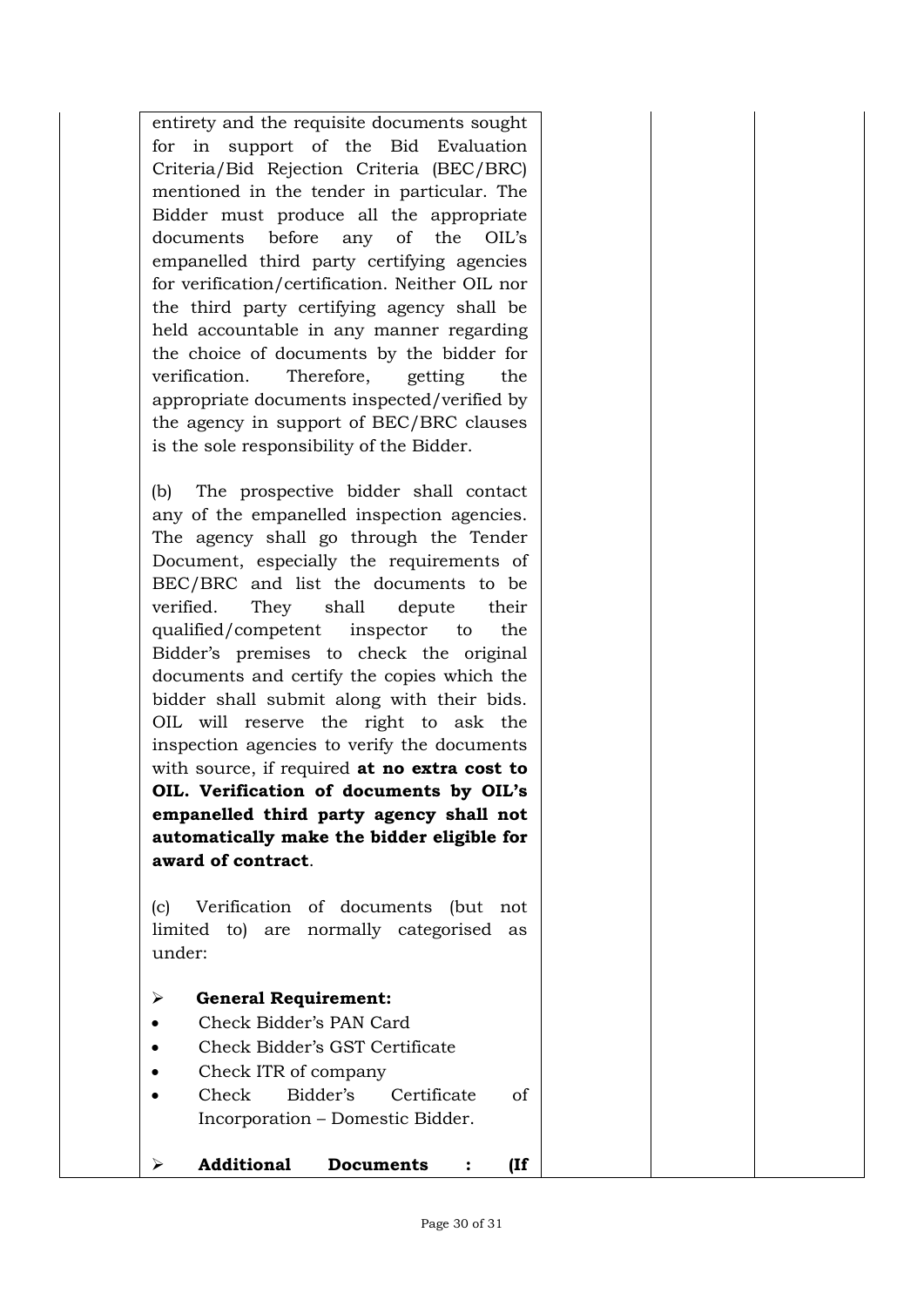| | | | |
|---|---|---|---|
| | entirety and the requisite documents sought for in support of the Bid Evaluation Criteria/Bid Rejection Criteria (BEC/BRC) mentioned in the tender in particular. The Bidder must produce all the appropriate documents before any of the OIL's empanelled third party certifying agencies for verification/certification. Neither OIL nor the third party certifying agency shall be held accountable in any manner regarding the choice of documents by the bidder for verification. Therefore, getting the appropriate documents inspected/verified by the agency in support of BEC/BRC clauses is the sole responsibility of the Bidder.<br><br>(b) The prospective bidder shall contact any of the empanelled inspection agencies. The agency shall go through the Tender Document, especially the requirements of BEC/BRC and list the documents to be verified. They shall depute their qualified/competent inspector to the Bidder's premises to check the original documents and certify the copies which the bidder shall submit along with their bids. OIL will reserve the right to ask the inspection agencies to verify the documents with source, if required **at no extra cost to OIL. Verification of documents by OIL's empanelled third party agency shall not automatically make the bidder eligible for award of contract**.<br><br>(c) Verification of documents (but not limited to) are normally categorised as under:<br><br>➢ **General Requirement:**<br>• Check Bidder's PAN Card<br>• Check Bidder's GST Certificate<br>• Check ITR of company<br>• Check Bidder's Certificate of Incorporation – Domestic Bidder.<br><br>➢ **Additional Documents : (If** | | |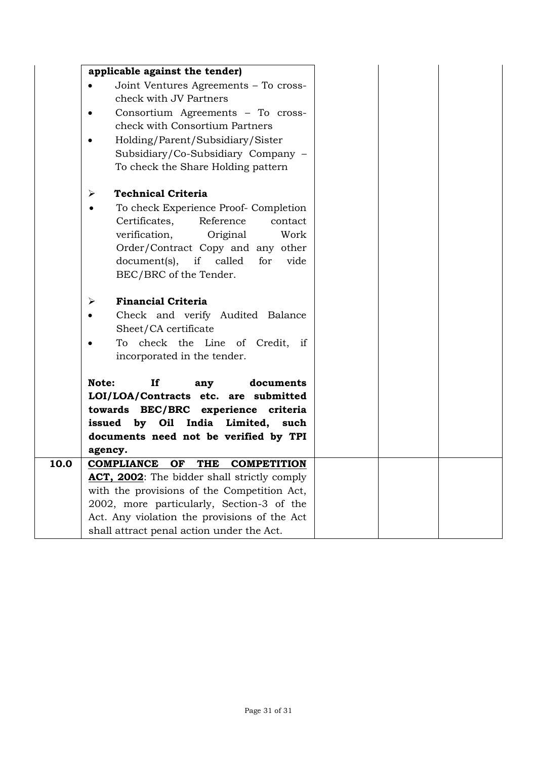| | | | | |
|---|---|---|---|---|
| | **applicable against the tender)**<br>• Joint Ventures Agreements – To cross-check with JV Partners<br>• Consortium Agreements – To cross-check with Consortium Partners<br>• Holding/Parent/Subsidiary/Sister Subsidiary/Co-Subsidiary Company – To check the Share Holding pattern<br><br>➢ **Technical Criteria**<br>• To check Experience Proof- Completion Certificates, Reference contact verification, Original Work Order/Contract Copy and any other document(s), if called for vide BEC/BRC of the Tender.<br><br>➢ **Financial Criteria**<br>• Check and verify Audited Balance Sheet/CA certificate<br>• To check the Line of Credit, if incorporated in the tender.<br><br>**Note: If any documents LOI/LOA/Contracts etc. are submitted towards BEC/BRC experience criteria issued by Oil India Limited, such documents need not be verified by TPI agency.** | | | |
| **10.0** | **COMPLIANCE OF THE COMPETITION ACT, 2002**: The bidder shall strictly comply with the provisions of the Competition Act, 2002, more particularly, Section-3 of the Act. Any violation the provisions of the Act shall attract penal action under the Act. | | | |